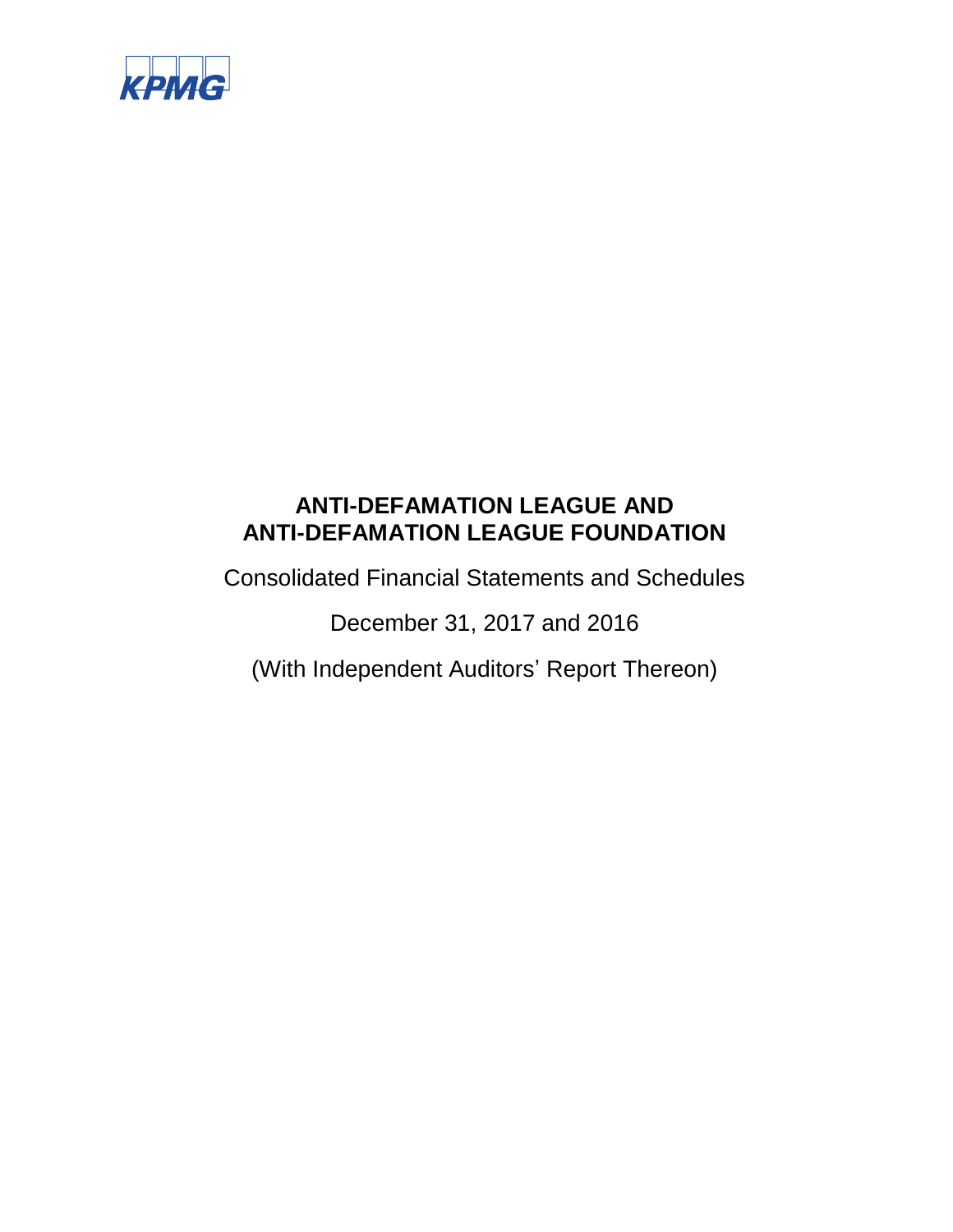KPMG

# ANTI-DEFAMATION LEAGUE AND ANTI-DEFAMATION LEAGUE FOUNDATION

Consolidated Financial Statements and Schedules

December 31, 2017 and 2016

(With Independent Auditors’ Report Thereon)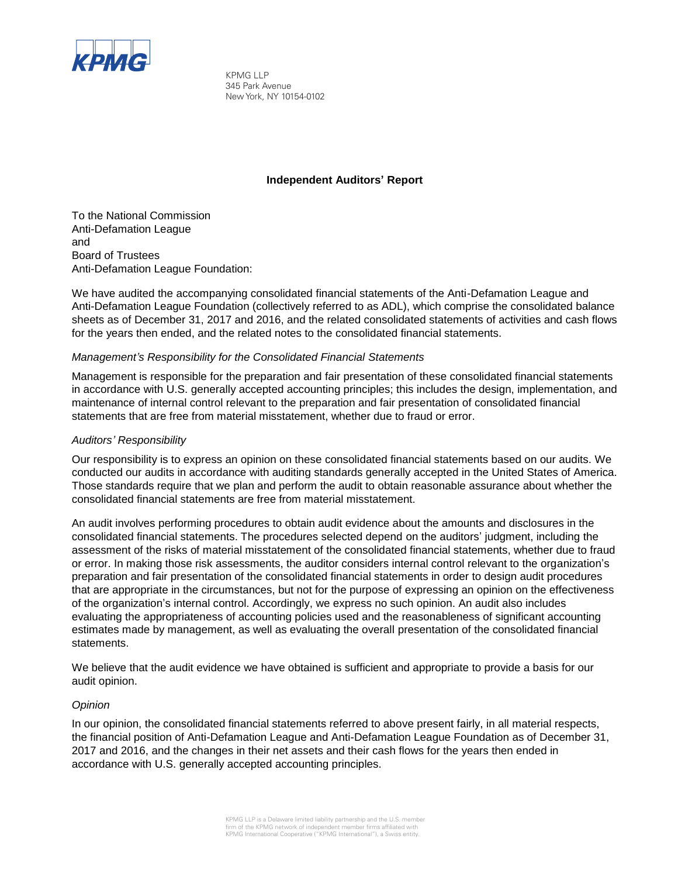KPMG

KPMG LLP
345 Park Avenue
New York, NY 10154-0102

## Independent Auditors' Report

To the National Commission
Anti-Defamation League
and
Board of Trustees
Anti-Defamation League Foundation:

We have audited the accompanying consolidated financial statements of the Anti-Defamation League and Anti-Defamation League Foundation (collectively referred to as ADL), which comprise the consolidated balance sheets as of December 31, 2017 and 2016, and the related consolidated statements of activities and cash flows for the years then ended, and the related notes to the consolidated financial statements.

*Management's Responsibility for the Consolidated Financial Statements*

Management is responsible for the preparation and fair presentation of these consolidated financial statements in accordance with U.S. generally accepted accounting principles; this includes the design, implementation, and maintenance of internal control relevant to the preparation and fair presentation of consolidated financial statements that are free from material misstatement, whether due to fraud or error.

*Auditors' Responsibility*

Our responsibility is to express an opinion on these consolidated financial statements based on our audits. We conducted our audits in accordance with auditing standards generally accepted in the United States of America. Those standards require that we plan and perform the audit to obtain reasonable assurance about whether the consolidated financial statements are free from material misstatement.

An audit involves performing procedures to obtain audit evidence about the amounts and disclosures in the consolidated financial statements. The procedures selected depend on the auditors' judgment, including the assessment of the risks of material misstatement of the consolidated financial statements, whether due to fraud or error. In making those risk assessments, the auditor considers internal control relevant to the organization's preparation and fair presentation of the consolidated financial statements in order to design audit procedures that are appropriate in the circumstances, but not for the purpose of expressing an opinion on the effectiveness of the organization's internal control. Accordingly, we express no such opinion. An audit also includes evaluating the appropriateness of accounting policies used and the reasonableness of significant accounting estimates made by management, as well as evaluating the overall presentation of the consolidated financial statements.

We believe that the audit evidence we have obtained is sufficient and appropriate to provide a basis for our audit opinion.

*Opinion*

In our opinion, the consolidated financial statements referred to above present fairly, in all material respects, the financial position of Anti-Defamation League and Anti-Defamation League Foundation as of December 31, 2017 and 2016, and the changes in their net assets and their cash flows for the years then ended in accordance with U.S. generally accepted accounting principles.

KPMG LLP is a Delaware limited liability partnership and the U.S. member firm of the KPMG network of independent member firms affiliated with KPMG International Cooperative ("KPMG International"), a Swiss entity.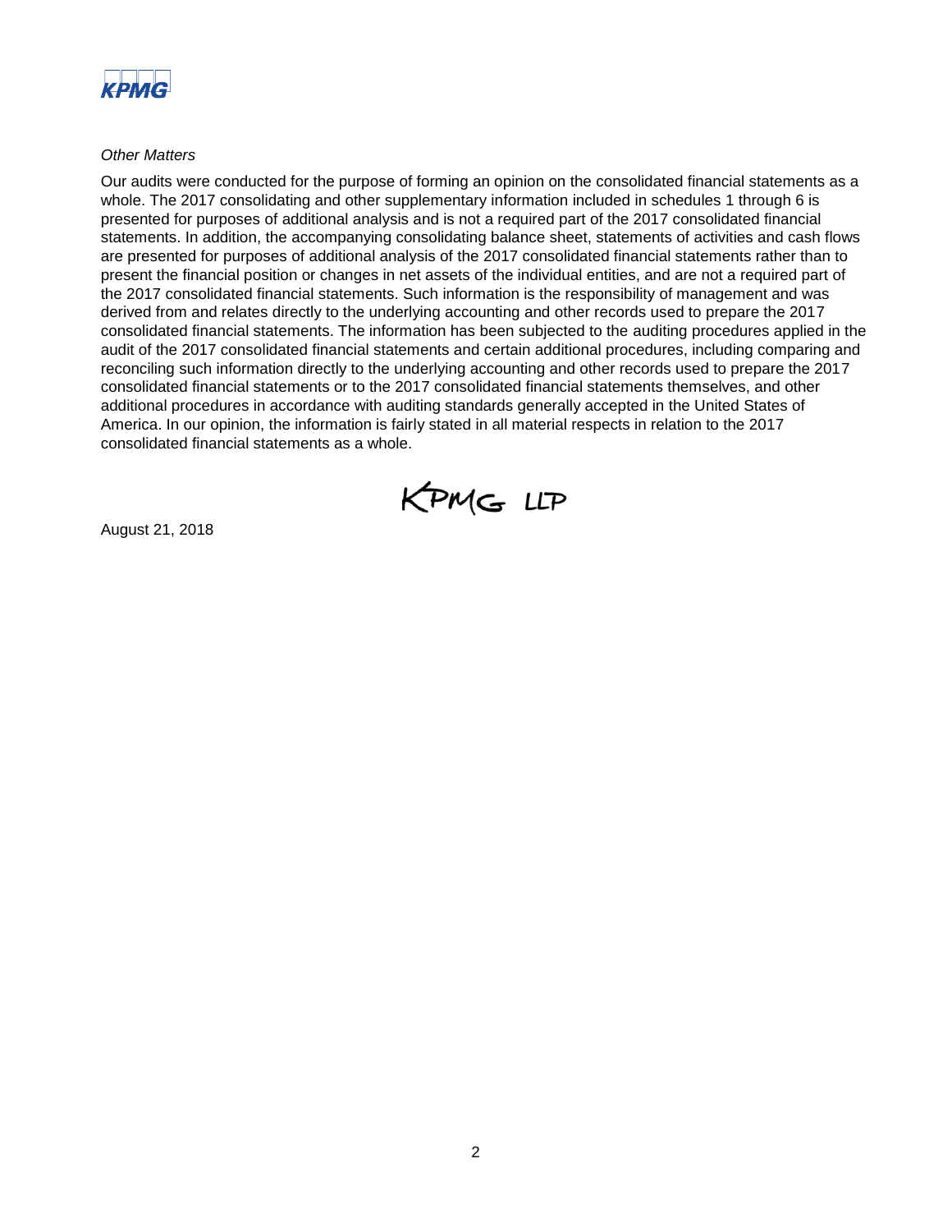*Other Matters*

Our audits were conducted for the purpose of forming an opinion on the consolidated financial statements as a whole. The 2017 consolidating and other supplementary information included in schedules 1 through 6 is presented for purposes of additional analysis and is not a required part of the 2017 consolidated financial statements. In addition, the accompanying consolidating balance sheet, statements of activities and cash flows are presented for purposes of additional analysis of the 2017 consolidated financial statements rather than to present the financial position or changes in net assets of the individual entities, and are not a required part of the 2017 consolidated financial statements. Such information is the responsibility of management and was derived from and relates directly to the underlying accounting and other records used to prepare the 2017 consolidated financial statements. The information has been subjected to the auditing procedures applied in the audit of the 2017 consolidated financial statements and certain additional procedures, including comparing and reconciling such information directly to the underlying accounting and other records used to prepare the 2017 consolidated financial statements or to the 2017 consolidated financial statements themselves, and other additional procedures in accordance with auditing standards generally accepted in the United States of America. In our opinion, the information is fairly stated in all material respects in relation to the 2017 consolidated financial statements as a whole.

KPMG LLP

August 21, 2018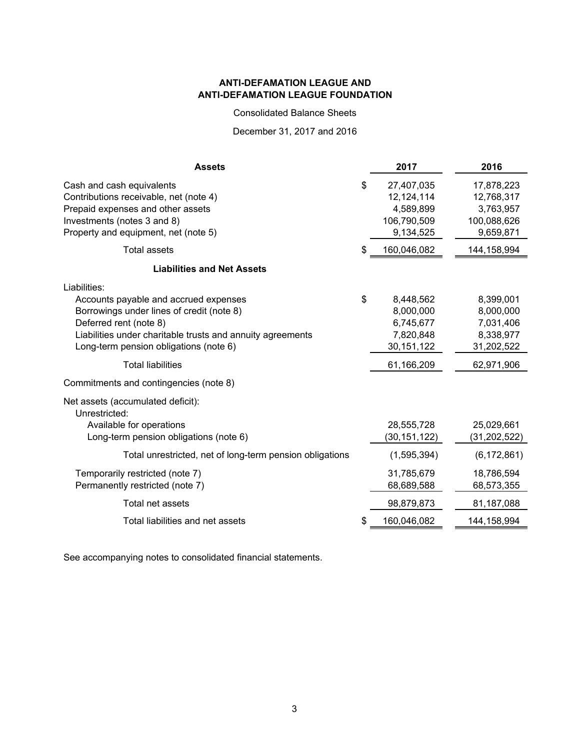**ANTI-DEFAMATION LEAGUE AND**
**ANTI-DEFAMATION LEAGUE FOUNDATION**

Consolidated Balance Sheets

December 31, 2017 and 2016

| **Assets** | | **2017** | **2016** |
|---|---|---|---|
| Cash and cash equivalents | $ | 27,407,035 | 17,878,223 |
| Contributions receivable, net (note 4) | | 12,124,114 | 12,768,317 |
| Prepaid expenses and other assets | | 4,589,899 | 3,763,957 |
| Investments (notes 3 and 8) | | 106,790,509 | 100,088,626 |
| Property and equipment, net (note 5) | | 9,134,525 | 9,659,871 |
| Total assets | $ | 160,046,082 | 144,158,994 |
| **Liabilities and Net Assets** | | | |
| Liabilities: | | | |
| Accounts payable and accrued expenses | $ | 8,448,562 | 8,399,001 |
| Borrowings under lines of credit (note 8) | | 8,000,000 | 8,000,000 |
| Deferred rent (note 8) | | 6,745,677 | 7,031,406 |
| Liabilities under charitable trusts and annuity agreements | | 7,820,848 | 8,338,977 |
| Long-term pension obligations (note 6) | | 30,151,122 | 31,202,522 |
| Total liabilities | | 61,166,209 | 62,971,906 |
| Commitments and contingencies (note 8) | | | |
| Net assets (accumulated deficit): | | | |
| Unrestricted: | | | |
| Available for operations | | 28,555,728 | 25,029,661 |
| Long-term pension obligations (note 6) | | (30,151,122) | (31,202,522) |
| Total unrestricted, net of long-term pension obligations | | (1,595,394) | (6,172,861) |
| Temporarily restricted (note 7) | | 31,785,679 | 18,786,594 |
| Permanently restricted (note 7) | | 68,689,588 | 68,573,355 |
| Total net assets | | 98,879,873 | 81,187,088 |
| Total liabilities and net assets | $ | 160,046,082 | 144,158,994 |

See accompanying notes to consolidated financial statements.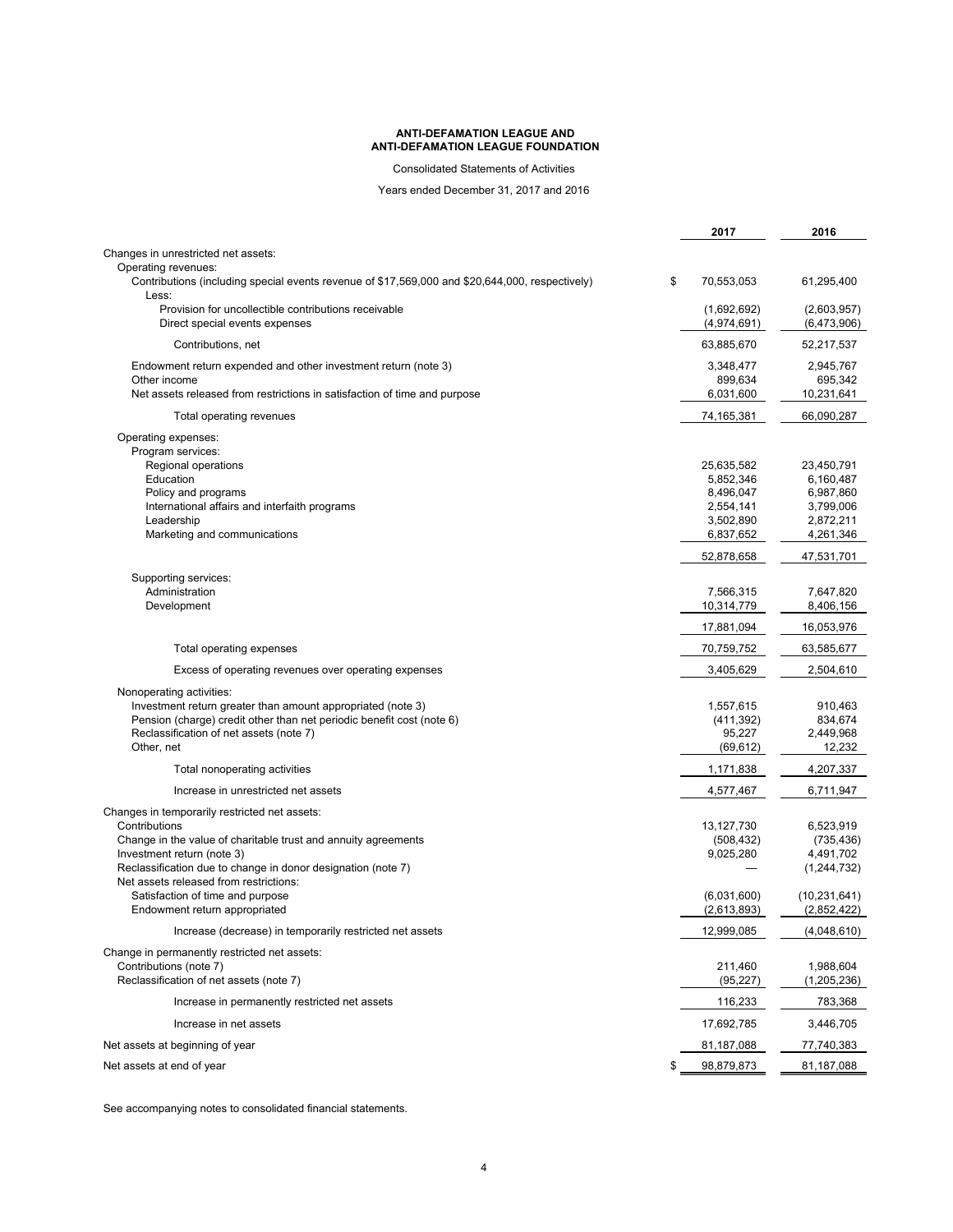**ANTI-DEFAMATION LEAGUE AND**
**ANTI-DEFAMATION LEAGUE FOUNDATION**

Consolidated Statements of Activities

Years ended December 31, 2017 and 2016

| | 2017 | 2016 |
|---|---|---|
| Changes in unrestricted net assets: | | |
| Operating revenues: | | |
| Contributions (including special events revenue of $17,569,000 and $20,644,000, respectively) | $ 70,553,053 | 61,295,400 |
| Less: | | |
| Provision for uncollectible contributions receivable | (1,692,692) | (2,603,957) |
| Direct special events expenses | (4,974,691) | (6,473,906) |
| Contributions, net | 63,885,670 | 52,217,537 |
| Endowment return expended and other investment return (note 3) | 3,348,477 | 2,945,767 |
| Other income | 899,634 | 695,342 |
| Net assets released from restrictions in satisfaction of time and purpose | 6,031,600 | 10,231,641 |
| Total operating revenues | 74,165,381 | 66,090,287 |
| Operating expenses: | | |
| Program services: | | |
| Regional operations | 25,635,582 | 23,450,791 |
| Education | 5,852,346 | 6,160,487 |
| Policy and programs | 8,496,047 | 6,987,860 |
| International affairs and interfaith programs | 2,554,141 | 3,799,006 |
| Leadership | 3,502,890 | 2,872,211 |
| Marketing and communications | 6,837,652 | 4,261,346 |
| | 52,878,658 | 47,531,701 |
| Supporting services: | | |
| Administration | 7,566,315 | 7,647,820 |
| Development | 10,314,779 | 8,406,156 |
| | 17,881,094 | 16,053,976 |
| Total operating expenses | 70,759,752 | 63,585,677 |
| Excess of operating revenues over operating expenses | 3,405,629 | 2,504,610 |
| Nonoperating activities: | | |
| Investment return greater than amount appropriated (note 3) | 1,557,615 | 910,463 |
| Pension (charge) credit other than net periodic benefit cost (note 6) | (411,392) | 834,674 |
| Reclassification of net assets (note 7) | 95,227 | 2,449,968 |
| Other, net | (69,612) | 12,232 |
| Total nonoperating activities | 1,171,838 | 4,207,337 |
| Increase in unrestricted net assets | 4,577,467 | 6,711,947 |
| Changes in temporarily restricted net assets: | | |
| Contributions | 13,127,730 | 6,523,919 |
| Change in the value of charitable trust and annuity agreements | (508,432) | (735,436) |
| Investment return (note 3) | 9,025,280 | 4,491,702 |
| Reclassification due to change in donor designation (note 7) | — | (1,244,732) |
| Net assets released from restrictions: | | |
| Satisfaction of time and purpose | (6,031,600) | (10,231,641) |
| Endowment return appropriated | (2,613,893) | (2,852,422) |
| Increase (decrease) in temporarily restricted net assets | 12,999,085 | (4,048,610) |
| Change in permanently restricted net assets: | | |
| Contributions (note 7) | 211,460 | 1,988,604 |
| Reclassification of net assets (note 7) | (95,227) | (1,205,236) |
| Increase in permanently restricted net assets | 116,233 | 783,368 |
| Increase in net assets | 17,692,785 | 3,446,705 |
| Net assets at beginning of year | 81,187,088 | 77,740,383 |
| Net assets at end of year | $ 98,879,873 | 81,187,088 |

See accompanying notes to consolidated financial statements.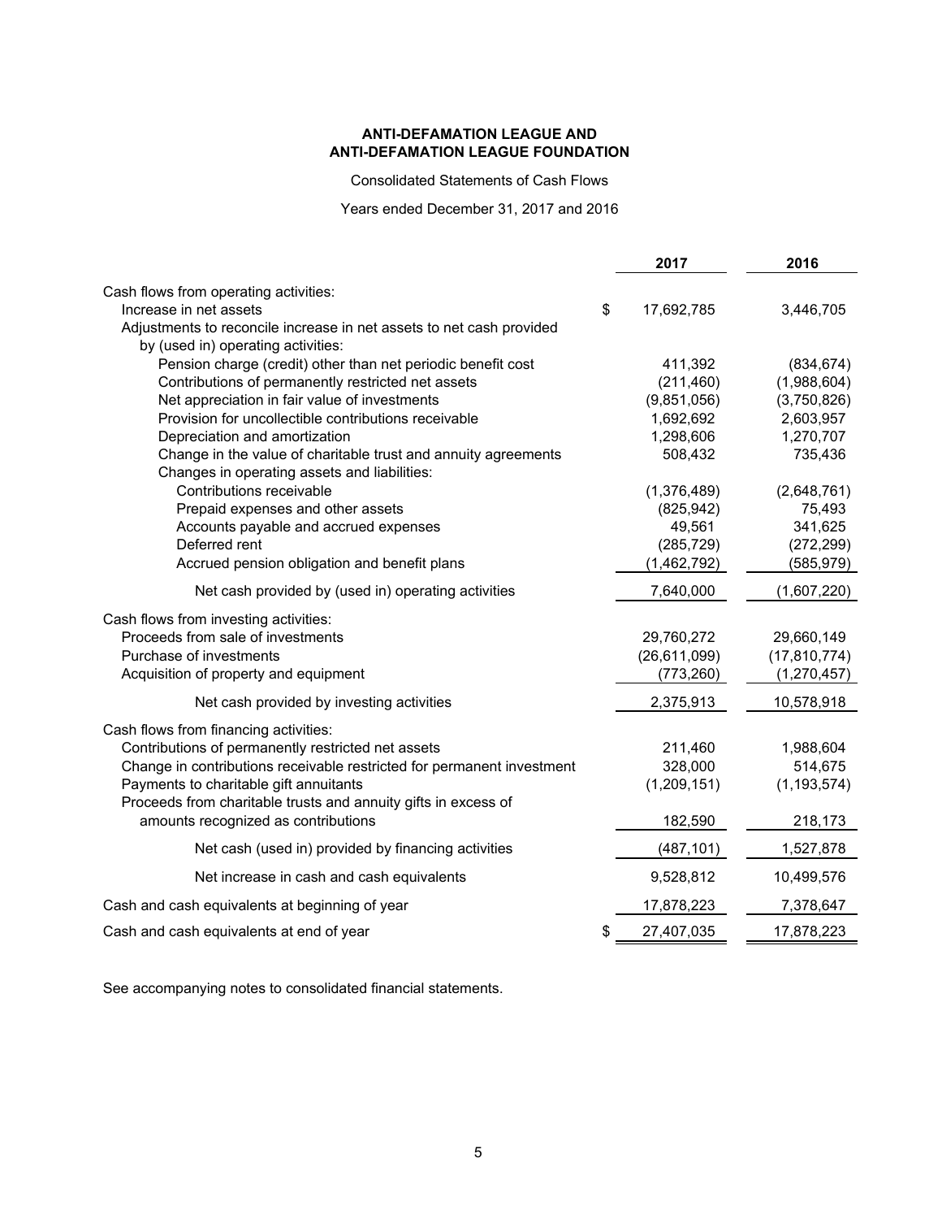**ANTI-DEFAMATION LEAGUE AND**
**ANTI-DEFAMATION LEAGUE FOUNDATION**

Consolidated Statements of Cash Flows

Years ended December 31, 2017 and 2016

| | 2017 | 2016 |
|---|---|---|
| Cash flows from operating activities: | | |
| Increase in net assets | $ 17,692,785 | 3,446,705 |
| Adjustments to reconcile increase in net assets to net cash provided by (used in) operating activities: | | |
| Pension charge (credit) other than net periodic benefit cost | 411,392 | (834,674) |
| Contributions of permanently restricted net assets | (211,460) | (1,988,604) |
| Net appreciation in fair value of investments | (9,851,056) | (3,750,826) |
| Provision for uncollectible contributions receivable | 1,692,692 | 2,603,957 |
| Depreciation and amortization | 1,298,606 | 1,270,707 |
| Change in the value of charitable trust and annuity agreements | 508,432 | 735,436 |
| Changes in operating assets and liabilities: | | |
| Contributions receivable | (1,376,489) | (2,648,761) |
| Prepaid expenses and other assets | (825,942) | 75,493 |
| Accounts payable and accrued expenses | 49,561 | 341,625 |
| Deferred rent | (285,729) | (272,299) |
| Accrued pension obligation and benefit plans | (1,462,792) | (585,979) |
| Net cash provided by (used in) operating activities | 7,640,000 | (1,607,220) |
| Cash flows from investing activities: | | |
| Proceeds from sale of investments | 29,760,272 | 29,660,149 |
| Purchase of investments | (26,611,099) | (17,810,774) |
| Acquisition of property and equipment | (773,260) | (1,270,457) |
| Net cash provided by investing activities | 2,375,913 | 10,578,918 |
| Cash flows from financing activities: | | |
| Contributions of permanently restricted net assets | 211,460 | 1,988,604 |
| Change in contributions receivable restricted for permanent investment | 328,000 | 514,675 |
| Payments to charitable gift annuitants | (1,209,151) | (1,193,574) |
| Proceeds from charitable trusts and annuity gifts in excess of amounts recognized as contributions | 182,590 | 218,173 |
| Net cash (used in) provided by financing activities | (487,101) | 1,527,878 |
| Net increase in cash and cash equivalents | 9,528,812 | 10,499,576 |
| Cash and cash equivalents at beginning of year | 17,878,223 | 7,378,647 |
| Cash and cash equivalents at end of year | $ 27,407,035 | 17,878,223 |

See accompanying notes to consolidated financial statements.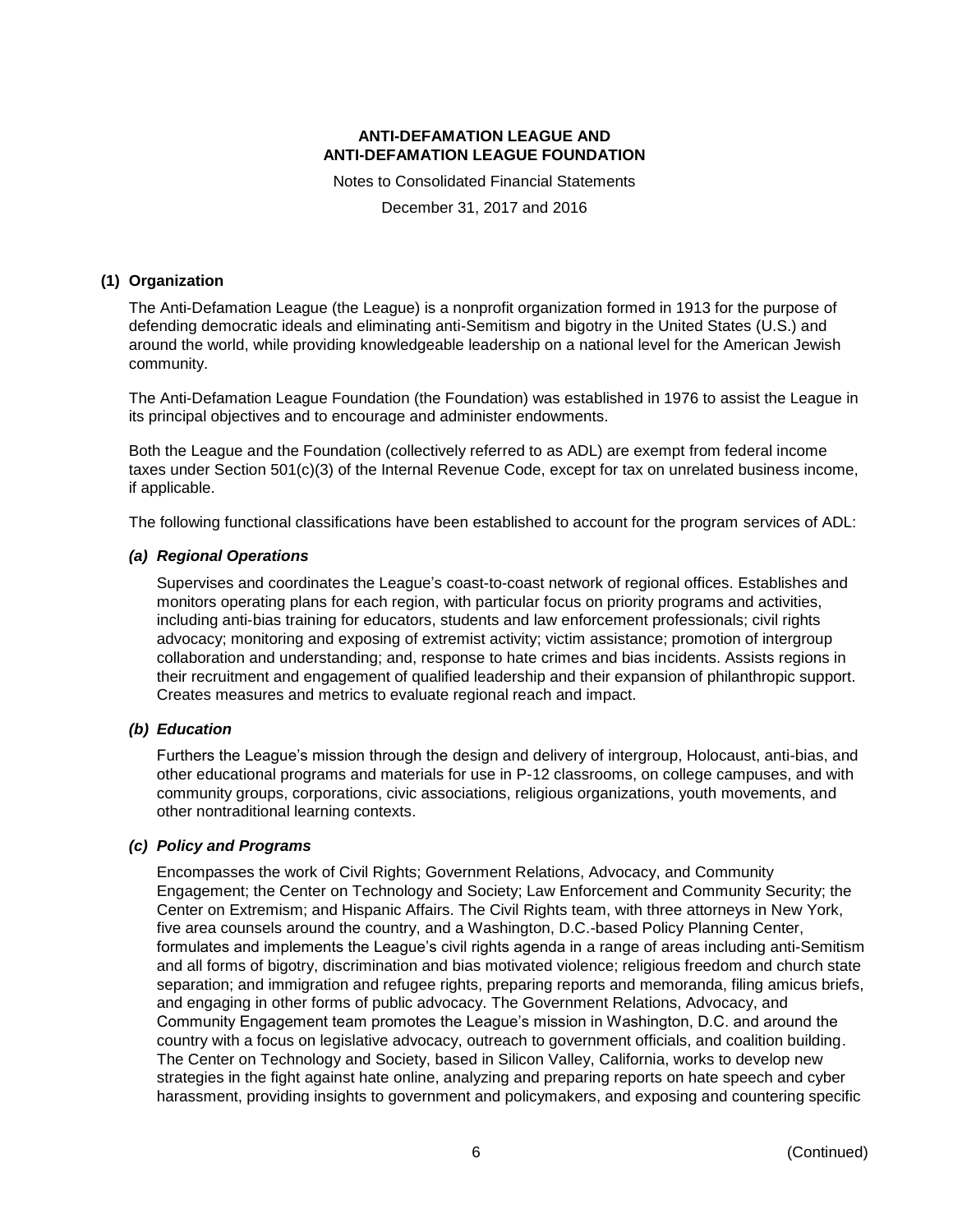## (1) Organization

The Anti-Defamation League (the League) is a nonprofit organization formed in 1913 for the purpose of defending democratic ideals and eliminating anti-Semitism and bigotry in the United States (U.S.) and around the world, while providing knowledgeable leadership on a national level for the American Jewish community.

The Anti-Defamation League Foundation (the Foundation) was established in 1976 to assist the League in its principal objectives and to encourage and administer endowments.

Both the League and the Foundation (collectively referred to as ADL) are exempt from federal income taxes under Section 501(c)(3) of the Internal Revenue Code, except for tax on unrelated business income, if applicable.

The following functional classifications have been established to account for the program services of ADL:

### *(a) Regional Operations*

Supervises and coordinates the League's coast-to-coast network of regional offices. Establishes and monitors operating plans for each region, with particular focus on priority programs and activities, including anti-bias training for educators, students and law enforcement professionals; civil rights advocacy; monitoring and exposing of extremist activity; victim assistance; promotion of intergroup collaboration and understanding; and, response to hate crimes and bias incidents. Assists regions in their recruitment and engagement of qualified leadership and their expansion of philanthropic support. Creates measures and metrics to evaluate regional reach and impact.

### *(b) Education*

Furthers the League's mission through the design and delivery of intergroup, Holocaust, anti-bias, and other educational programs and materials for use in P-12 classrooms, on college campuses, and with community groups, corporations, civic associations, religious organizations, youth movements, and other nontraditional learning contexts.

### *(c) Policy and Programs*

Encompasses the work of Civil Rights; Government Relations, Advocacy, and Community Engagement; the Center on Technology and Society; Law Enforcement and Community Security; the Center on Extremism; and Hispanic Affairs. The Civil Rights team, with three attorneys in New York, five area counsels around the country, and a Washington, D.C.-based Policy Planning Center, formulates and implements the League's civil rights agenda in a range of areas including anti-Semitism and all forms of bigotry, discrimination and bias motivated violence; religious freedom and church state separation; and immigration and refugee rights, preparing reports and memoranda, filing amicus briefs, and engaging in other forms of public advocacy. The Government Relations, Advocacy, and Community Engagement team promotes the League's mission in Washington, D.C. and around the country with a focus on legislative advocacy, outreach to government officials, and coalition building. The Center on Technology and Society, based in Silicon Valley, California, works to develop new strategies in the fight against hate online, analyzing and preparing reports on hate speech and cyber harassment, providing insights to government and policymakers, and exposing and countering specific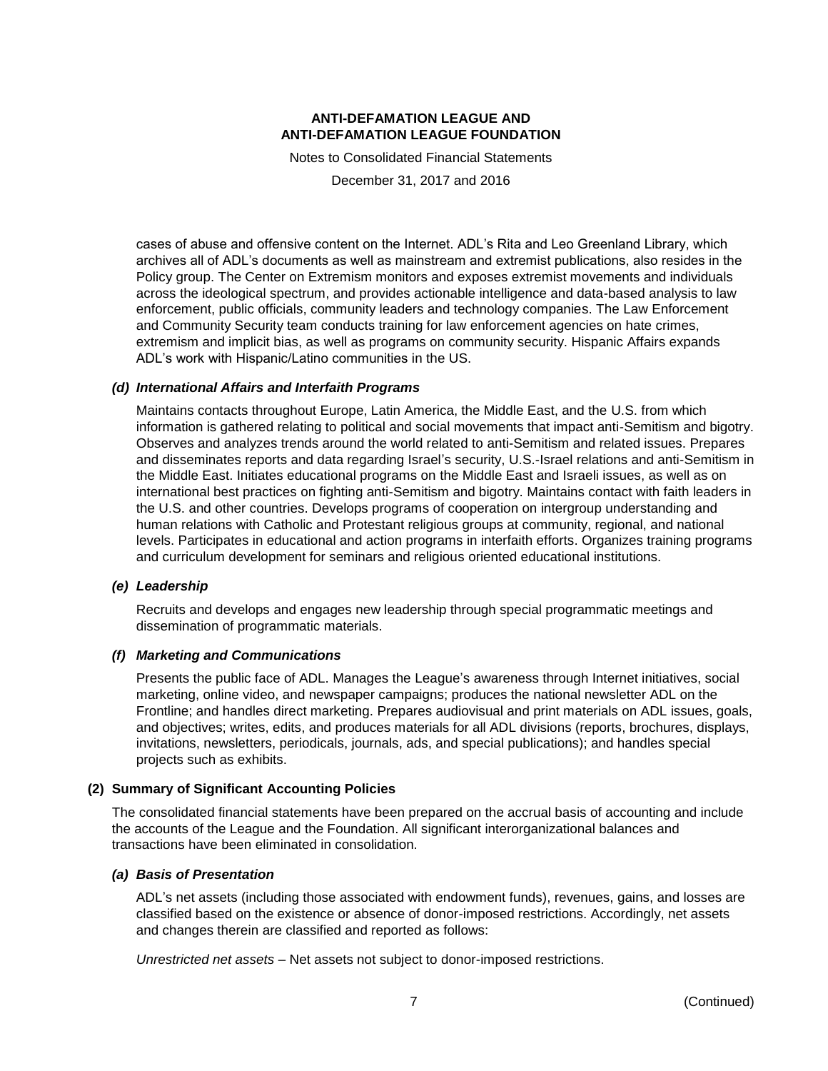cases of abuse and offensive content on the Internet. ADL's Rita and Leo Greenland Library, which archives all of ADL's documents as well as mainstream and extremist publications, also resides in the Policy group. The Center on Extremism monitors and exposes extremist movements and individuals across the ideological spectrum, and provides actionable intelligence and data-based analysis to law enforcement, public officials, community leaders and technology companies. The Law Enforcement and Community Security team conducts training for law enforcement agencies on hate crimes, extremism and implicit bias, as well as programs on community security. Hispanic Affairs expands ADL's work with Hispanic/Latino communities in the US.

### *(d) International Affairs and Interfaith Programs*

Maintains contacts throughout Europe, Latin America, the Middle East, and the U.S. from which information is gathered relating to political and social movements that impact anti-Semitism and bigotry. Observes and analyzes trends around the world related to anti-Semitism and related issues. Prepares and disseminates reports and data regarding Israel's security, U.S.-Israel relations and anti-Semitism in the Middle East. Initiates educational programs on the Middle East and Israeli issues, as well as on international best practices on fighting anti-Semitism and bigotry. Maintains contact with faith leaders in the U.S. and other countries. Develops programs of cooperation on intergroup understanding and human relations with Catholic and Protestant religious groups at community, regional, and national levels. Participates in educational and action programs in interfaith efforts. Organizes training programs and curriculum development for seminars and religious oriented educational institutions.

### *(e) Leadership*

Recruits and develops and engages new leadership through special programmatic meetings and dissemination of programmatic materials.

### *(f) Marketing and Communications*

Presents the public face of ADL. Manages the League's awareness through Internet initiatives, social marketing, online video, and newspaper campaigns; produces the national newsletter ADL on the Frontline; and handles direct marketing. Prepares audiovisual and print materials on ADL issues, goals, and objectives; writes, edits, and produces materials for all ADL divisions (reports, brochures, displays, invitations, newsletters, periodicals, journals, ads, and special publications); and handles special projects such as exhibits.

## (2) Summary of Significant Accounting Policies

The consolidated financial statements have been prepared on the accrual basis of accounting and include the accounts of the League and the Foundation. All significant interorganizational balances and transactions have been eliminated in consolidation.

### *(a) Basis of Presentation*

ADL's net assets (including those associated with endowment funds), revenues, gains, and losses are classified based on the existence or absence of donor-imposed restrictions. Accordingly, net assets and changes therein are classified and reported as follows:

*Unrestricted net assets* – Net assets not subject to donor-imposed restrictions.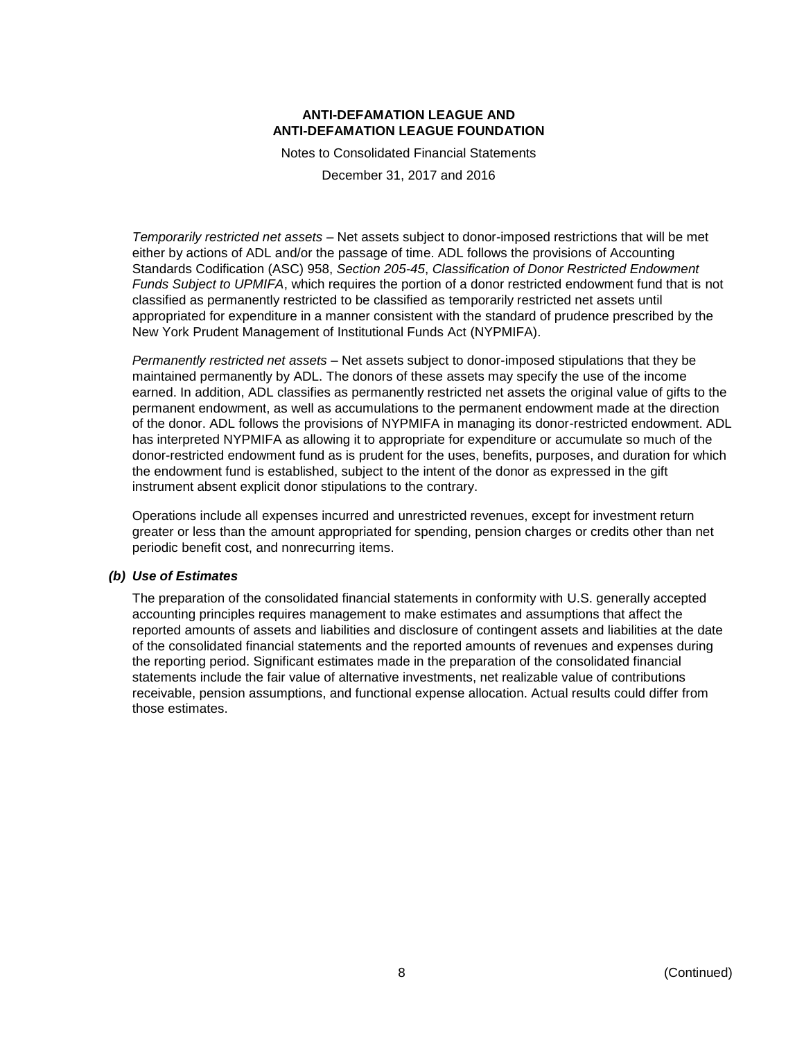*Temporarily restricted net assets* – Net assets subject to donor-imposed restrictions that will be met either by actions of ADL and/or the passage of time. ADL follows the provisions of Accounting Standards Codification (ASC) 958, *Section 205-45*, *Classification of Donor Restricted Endowment Funds Subject to UPMIFA*, which requires the portion of a donor restricted endowment fund that is not classified as permanently restricted to be classified as temporarily restricted net assets until appropriated for expenditure in a manner consistent with the standard of prudence prescribed by the New York Prudent Management of Institutional Funds Act (NYPMIFA).

*Permanently restricted net assets* – Net assets subject to donor-imposed stipulations that they be maintained permanently by ADL. The donors of these assets may specify the use of the income earned. In addition, ADL classifies as permanently restricted net assets the original value of gifts to the permanent endowment, as well as accumulations to the permanent endowment made at the direction of the donor. ADL follows the provisions of NYPMIFA in managing its donor-restricted endowment. ADL has interpreted NYPMIFA as allowing it to appropriate for expenditure or accumulate so much of the donor-restricted endowment fund as is prudent for the uses, benefits, purposes, and duration for which the endowment fund is established, subject to the intent of the donor as expressed in the gift instrument absent explicit donor stipulations to the contrary.

Operations include all expenses incurred and unrestricted revenues, except for investment return greater or less than the amount appropriated for spending, pension charges or credits other than net periodic benefit cost, and nonrecurring items.

### *(b) Use of Estimates*

The preparation of the consolidated financial statements in conformity with U.S. generally accepted accounting principles requires management to make estimates and assumptions that affect the reported amounts of assets and liabilities and disclosure of contingent assets and liabilities at the date of the consolidated financial statements and the reported amounts of revenues and expenses during the reporting period. Significant estimates made in the preparation of the consolidated financial statements include the fair value of alternative investments, net realizable value of contributions receivable, pension assumptions, and functional expense allocation. Actual results could differ from those estimates.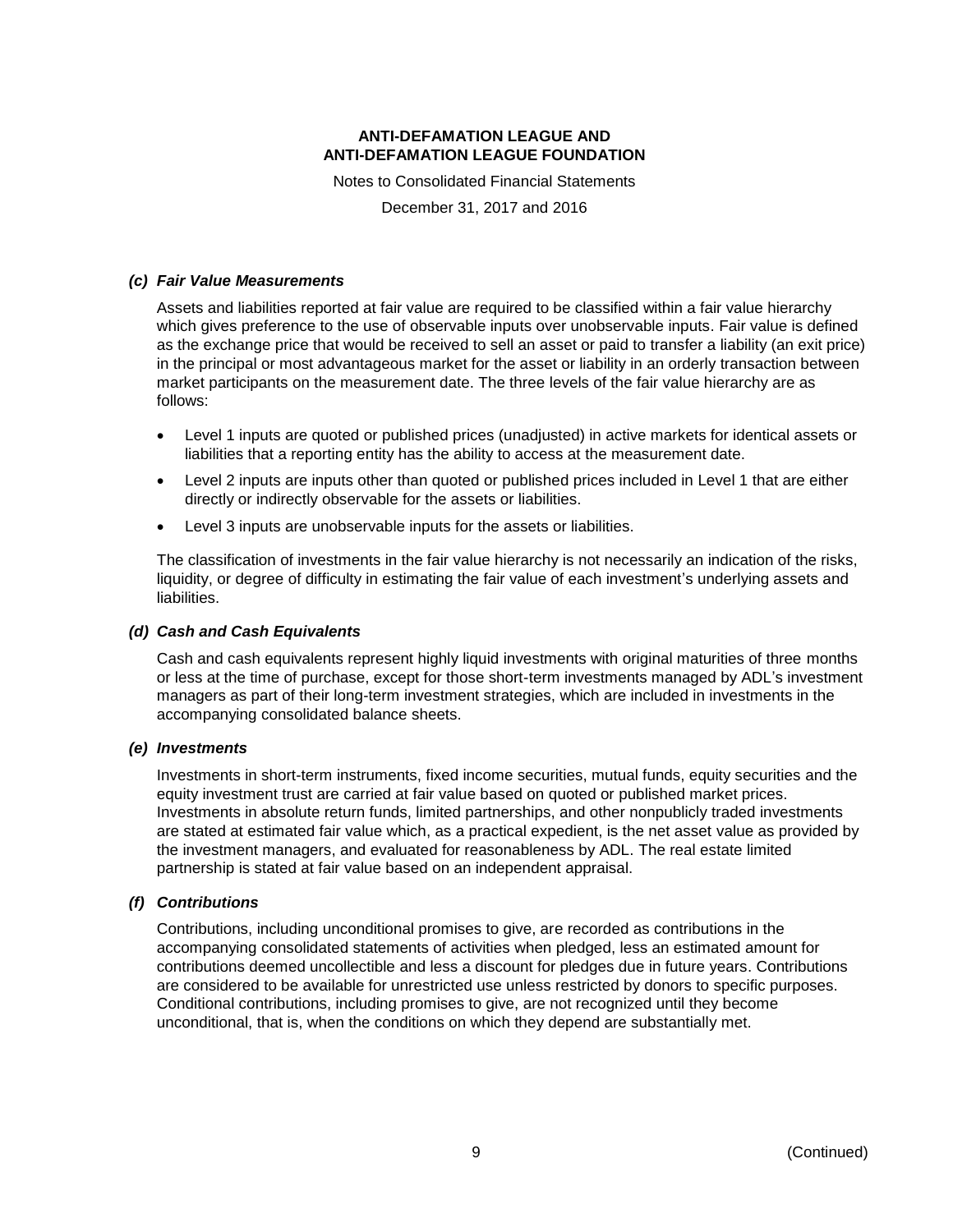### *(c) Fair Value Measurements*

Assets and liabilities reported at fair value are required to be classified within a fair value hierarchy which gives preference to the use of observable inputs over unobservable inputs. Fair value is defined as the exchange price that would be received to sell an asset or paid to transfer a liability (an exit price) in the principal or most advantageous market for the asset or liability in an orderly transaction between market participants on the measurement date. The three levels of the fair value hierarchy are as follows:

- Level 1 inputs are quoted or published prices (unadjusted) in active markets for identical assets or liabilities that a reporting entity has the ability to access at the measurement date.
- Level 2 inputs are inputs other than quoted or published prices included in Level 1 that are either directly or indirectly observable for the assets or liabilities.
- Level 3 inputs are unobservable inputs for the assets or liabilities.

The classification of investments in the fair value hierarchy is not necessarily an indication of the risks, liquidity, or degree of difficulty in estimating the fair value of each investment's underlying assets and liabilities.

### *(d) Cash and Cash Equivalents*

Cash and cash equivalents represent highly liquid investments with original maturities of three months or less at the time of purchase, except for those short-term investments managed by ADL's investment managers as part of their long-term investment strategies, which are included in investments in the accompanying consolidated balance sheets.

### *(e) Investments*

Investments in short-term instruments, fixed income securities, mutual funds, equity securities and the equity investment trust are carried at fair value based on quoted or published market prices. Investments in absolute return funds, limited partnerships, and other nonpublicly traded investments are stated at estimated fair value which, as a practical expedient, is the net asset value as provided by the investment managers, and evaluated for reasonableness by ADL. The real estate limited partnership is stated at fair value based on an independent appraisal.

### *(f) Contributions*

Contributions, including unconditional promises to give, are recorded as contributions in the accompanying consolidated statements of activities when pledged, less an estimated amount for contributions deemed uncollectible and less a discount for pledges due in future years. Contributions are considered to be available for unrestricted use unless restricted by donors to specific purposes. Conditional contributions, including promises to give, are not recognized until they become unconditional, that is, when the conditions on which they depend are substantially met.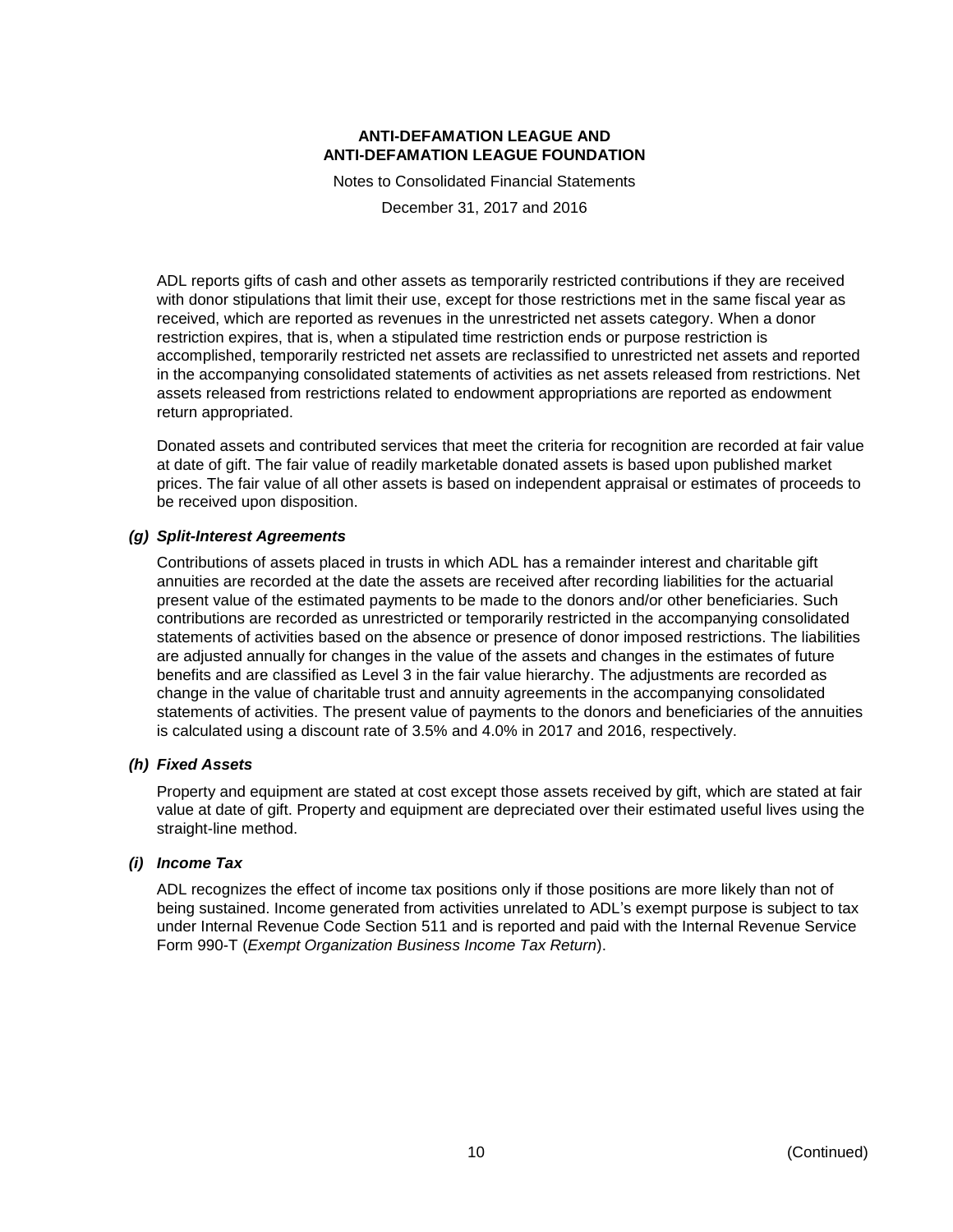ADL reports gifts of cash and other assets as temporarily restricted contributions if they are received with donor stipulations that limit their use, except for those restrictions met in the same fiscal year as received, which are reported as revenues in the unrestricted net assets category. When a donor restriction expires, that is, when a stipulated time restriction ends or purpose restriction is accomplished, temporarily restricted net assets are reclassified to unrestricted net assets and reported in the accompanying consolidated statements of activities as net assets released from restrictions. Net assets released from restrictions related to endowment appropriations are reported as endowment return appropriated.

Donated assets and contributed services that meet the criteria for recognition are recorded at fair value at date of gift. The fair value of readily marketable donated assets is based upon published market prices. The fair value of all other assets is based on independent appraisal or estimates of proceeds to be received upon disposition.

### *(g) Split-Interest Agreements*

Contributions of assets placed in trusts in which ADL has a remainder interest and charitable gift annuities are recorded at the date the assets are received after recording liabilities for the actuarial present value of the estimated payments to be made to the donors and/or other beneficiaries. Such contributions are recorded as unrestricted or temporarily restricted in the accompanying consolidated statements of activities based on the absence or presence of donor imposed restrictions. The liabilities are adjusted annually for changes in the value of the assets and changes in the estimates of future benefits and are classified as Level 3 in the fair value hierarchy. The adjustments are recorded as change in the value of charitable trust and annuity agreements in the accompanying consolidated statements of activities. The present value of payments to the donors and beneficiaries of the annuities is calculated using a discount rate of 3.5% and 4.0% in 2017 and 2016, respectively.

### *(h) Fixed Assets*

Property and equipment are stated at cost except those assets received by gift, which are stated at fair value at date of gift. Property and equipment are depreciated over their estimated useful lives using the straight-line method.

### *(i) Income Tax*

ADL recognizes the effect of income tax positions only if those positions are more likely than not of being sustained. Income generated from activities unrelated to ADL's exempt purpose is subject to tax under Internal Revenue Code Section 511 and is reported and paid with the Internal Revenue Service Form 990-T (*Exempt Organization Business Income Tax Return*).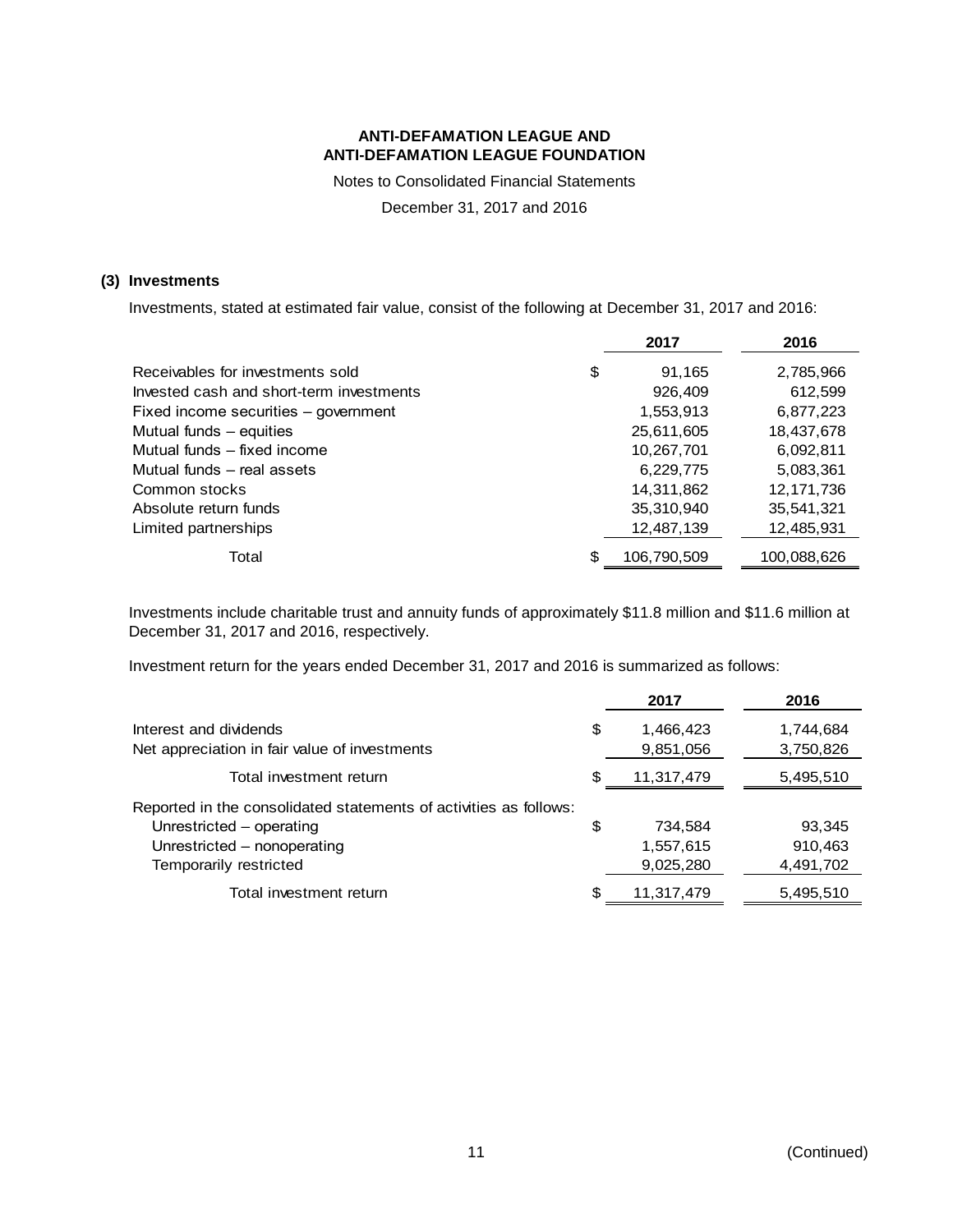# ANTI-DEFAMATION LEAGUE AND ANTI-DEFAMATION LEAGUE FOUNDATION

Notes to Consolidated Financial Statements

December 31, 2017 and 2016

## (3) Investments

Investments, stated at estimated fair value, consist of the following at December 31, 2017 and 2016:

| | | 2017 | 2016 |
|---|---|---|---|
| Receivables for investments sold | $ | 91,165 | 2,785,966 |
| Invested cash and short-term investments | | 926,409 | 612,599 |
| Fixed income securities – government | | 1,553,913 | 6,877,223 |
| Mutual funds – equities | | 25,611,605 | 18,437,678 |
| Mutual funds – fixed income | | 10,267,701 | 6,092,811 |
| Mutual funds – real assets | | 6,229,775 | 5,083,361 |
| Common stocks | | 14,311,862 | 12,171,736 |
| Absolute return funds | | 35,310,940 | 35,541,321 |
| Limited partnerships | | 12,487,139 | 12,485,931 |
| Total | $ | 106,790,509 | 100,088,626 |

Investments include charitable trust and annuity funds of approximately $11.8 million and $11.6 million at December 31, 2017 and 2016, respectively.

Investment return for the years ended December 31, 2017 and 2016 is summarized as follows:

| | | 2017 | 2016 |
|---|---|---|---|
| Interest and dividends | $ | 1,466,423 | 1,744,684 |
| Net appreciation in fair value of investments | | 9,851,056 | 3,750,826 |
| Total investment return | $ | 11,317,479 | 5,495,510 |
| Reported in the consolidated statements of activities as follows: | | | |
| Unrestricted – operating | $ | 734,584 | 93,345 |
| Unrestricted – nonoperating | | 1,557,615 | 910,463 |
| Temporarily restricted | | 9,025,280 | 4,491,702 |
| Total investment return | $ | 11,317,479 | 5,495,510 |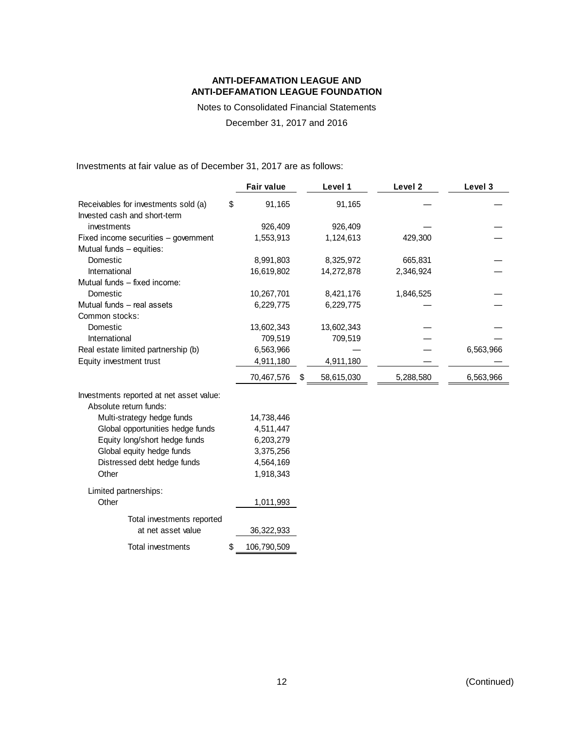# ANTI-DEFAMATION LEAGUE AND
# ANTI-DEFAMATION LEAGUE FOUNDATION

Notes to Consolidated Financial Statements

December 31, 2017 and 2016

Investments at fair value as of December 31, 2017 are as follows:

| | Fair value | Level 1 | Level 2 | Level 3 |
|---|---|---|---|---|
| Receivables for investments sold (a) | $ 91,165 | 91,165 | — | — |
| Invested cash and short-term investments | 926,409 | 926,409 | — | — |
| Fixed income securities – government | 1,553,913 | 1,124,613 | 429,300 | — |
| Mutual funds – equities: | | | | |
| Domestic | 8,991,803 | 8,325,972 | 665,831 | — |
| International | 16,619,802 | 14,272,878 | 2,346,924 | — |
| Mutual funds – fixed income: | | | | |
| Domestic | 10,267,701 | 8,421,176 | 1,846,525 | — |
| Mutual funds – real assets | 6,229,775 | 6,229,775 | — | — |
| Common stocks: | | | | |
| Domestic | 13,602,343 | 13,602,343 | — | — |
| International | 709,519 | 709,519 | — | — |
| Real estate limited partnership (b) | 6,563,966 | — | — | 6,563,966 |
| Equity investment trust | 4,911,180 | 4,911,180 | — | — |
| | 70,467,576 | $ 58,615,030 | 5,288,580 | 6,563,966 |
| Investments reported at net asset value: | | | | |
| Absolute return funds: | | | | |
| Multi-strategy hedge funds | 14,738,446 | | | |
| Global opportunities hedge funds | 4,511,447 | | | |
| Equity long/short hedge funds | 6,203,279 | | | |
| Global equity hedge funds | 3,375,256 | | | |
| Distressed debt hedge funds | 4,564,169 | | | |
| Other | 1,918,343 | | | |
| Limited partnerships: | | | | |
| Other | 1,011,993 | | | |
| Total investments reported at net asset value | 36,322,933 | | | |
| Total investments | $ 106,790,509 | | | |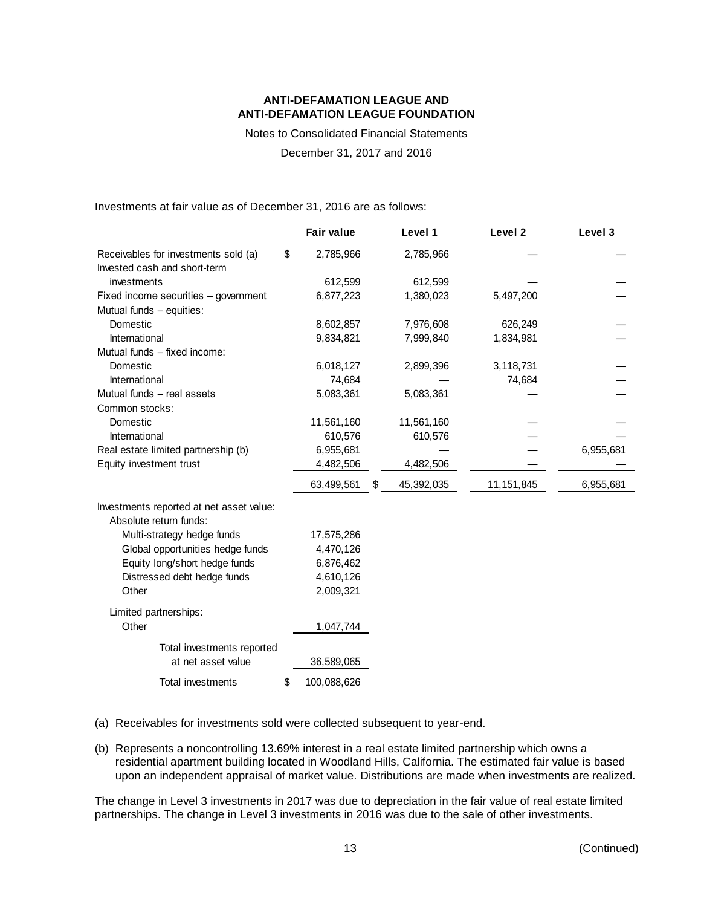# ANTI-DEFAMATION LEAGUE AND ANTI-DEFAMATION LEAGUE FOUNDATION

Notes to Consolidated Financial Statements

December 31, 2017 and 2016

Investments at fair value as of December 31, 2016 are as follows:

| | Fair value | Level 1 | Level 2 | Level 3 |
|---|---|---|---|---|
| Receivables for investments sold (a) | $ 2,785,966 | 2,785,966 | — | — |
| Invested cash and short-term investments | 612,599 | 612,599 | — | — |
| Fixed income securities – government | 6,877,223 | 1,380,023 | 5,497,200 | — |
| Mutual funds – equities: | | | | |
| Domestic | 8,602,857 | 7,976,608 | 626,249 | — |
| International | 9,834,821 | 7,999,840 | 1,834,981 | — |
| Mutual funds – fixed income: | | | | |
| Domestic | 6,018,127 | 2,899,396 | 3,118,731 | — |
| International | 74,684 | — | 74,684 | — |
| Mutual funds – real assets | 5,083,361 | 5,083,361 | — | — |
| Common stocks: | | | | |
| Domestic | 11,561,160 | 11,561,160 | — | — |
| International | 610,576 | 610,576 | — | — |
| Real estate limited partnership (b) | 6,955,681 | — | — | 6,955,681 |
| Equity investment trust | 4,482,506 | 4,482,506 | — | — |
| | 63,499,561 | $ 45,392,035 | 11,151,845 | 6,955,681 |
| Investments reported at net asset value: | | | | |
| Absolute return funds: | | | | |
| Multi-strategy hedge funds | 17,575,286 | | | |
| Global opportunities hedge funds | 4,470,126 | | | |
| Equity long/short hedge funds | 6,876,462 | | | |
| Distressed debt hedge funds | 4,610,126 | | | |
| Other | 2,009,321 | | | |
| Limited partnerships: | | | | |
| Other | 1,047,744 | | | |
| Total investments reported at net asset value | 36,589,065 | | | |
| Total investments | $ 100,088,626 | | | |

(a) Receivables for investments sold were collected subsequent to year-end.

(b) Represents a noncontrolling 13.69% interest in a real estate limited partnership which owns a residential apartment building located in Woodland Hills, California. The estimated fair value is based upon an independent appraisal of market value. Distributions are made when investments are realized.

The change in Level 3 investments in 2017 was due to depreciation in the fair value of real estate limited partnerships. The change in Level 3 investments in 2016 was due to the sale of other investments.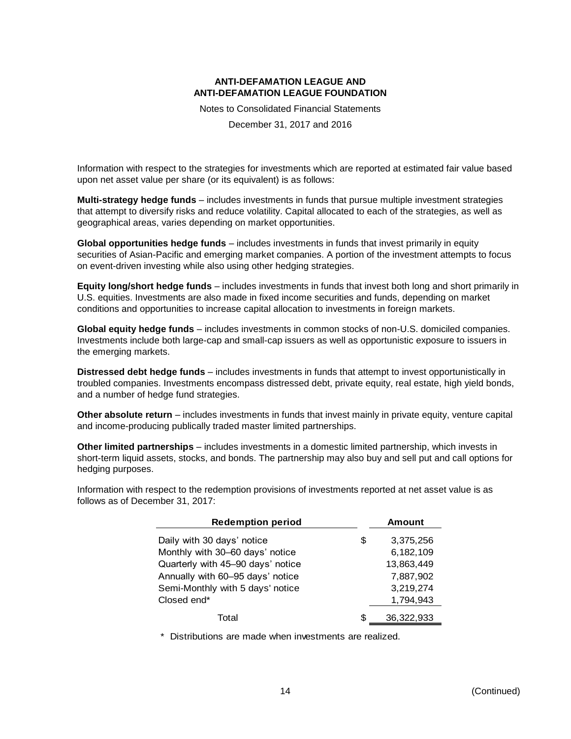Information with respect to the strategies for investments which are reported at estimated fair value based upon net asset value per share (or its equivalent) is as follows:

**Multi-strategy hedge funds** – includes investments in funds that pursue multiple investment strategies that attempt to diversify risks and reduce volatility. Capital allocated to each of the strategies, as well as geographical areas, varies depending on market opportunities.

**Global opportunities hedge funds** – includes investments in funds that invest primarily in equity securities of Asian-Pacific and emerging market companies. A portion of the investment attempts to focus on event-driven investing while also using other hedging strategies.

**Equity long/short hedge funds** – includes investments in funds that invest both long and short primarily in U.S. equities. Investments are also made in fixed income securities and funds, depending on market conditions and opportunities to increase capital allocation to investments in foreign markets.

**Global equity hedge funds** – includes investments in common stocks of non-U.S. domiciled companies. Investments include both large-cap and small-cap issuers as well as opportunistic exposure to issuers in the emerging markets.

**Distressed debt hedge funds** – includes investments in funds that attempt to invest opportunistically in troubled companies. Investments encompass distressed debt, private equity, real estate, high yield bonds, and a number of hedge fund strategies.

**Other absolute return** – includes investments in funds that invest mainly in private equity, venture capital and income-producing publically traded master limited partnerships.

**Other limited partnerships** – includes investments in a domestic limited partnership, which invests in short-term liquid assets, stocks, and bonds. The partnership may also buy and sell put and call options for hedging purposes.

Information with respect to the redemption provisions of investments reported at net asset value is as follows as of December 31, 2017:

| Redemption period | | Amount |
|---|---|---|
| Daily with 30 days' notice | $ | 3,375,256 |
| Monthly with 30–60 days' notice | | 6,182,109 |
| Quarterly with 45–90 days' notice | | 13,863,449 |
| Annually with 60–95 days' notice | | 7,887,902 |
| Semi-Monthly with 5 days' notice | | 3,219,274 |
| Closed end* | | 1,794,943 |
| Total | $ | 36,322,933 |

\* Distributions are made when investments are realized.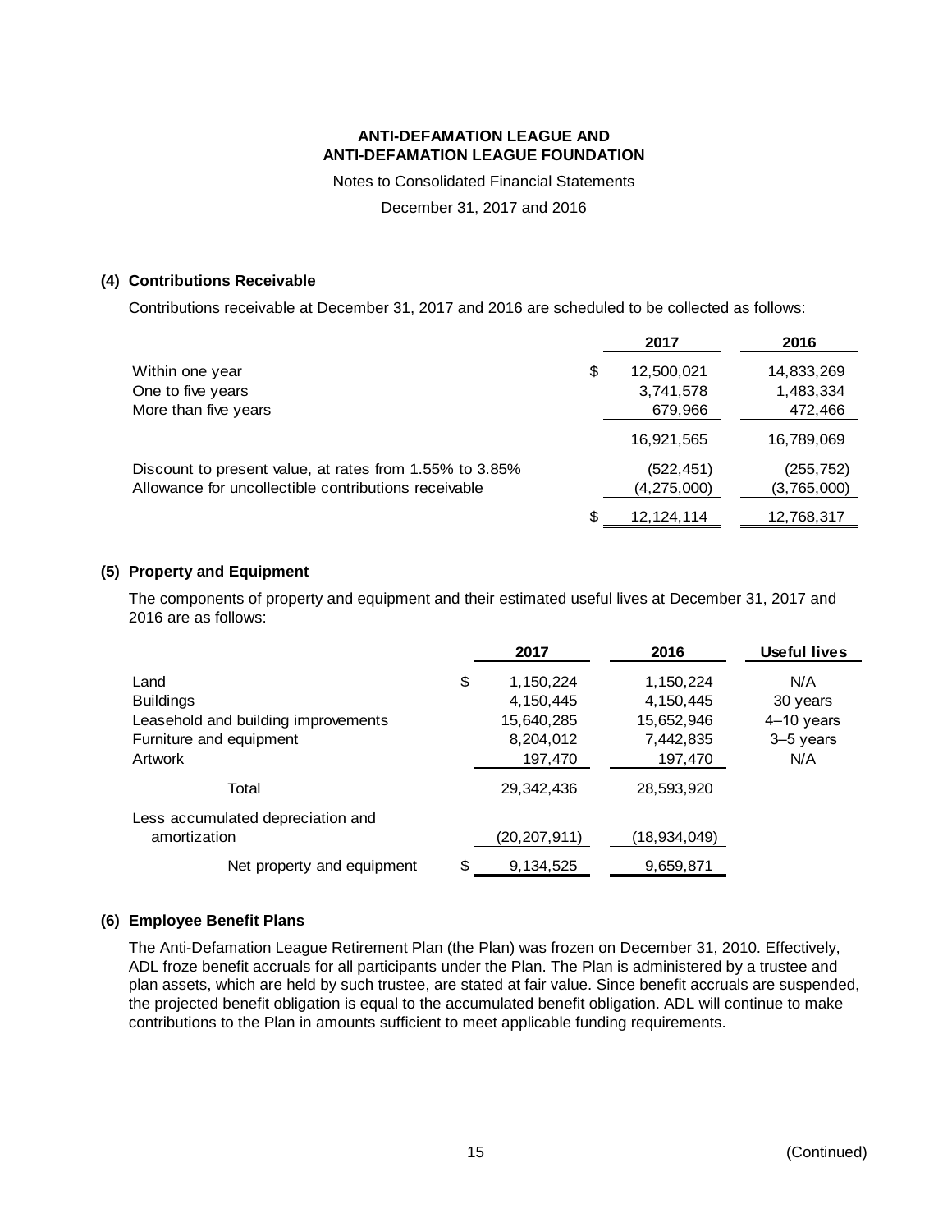# ANTI-DEFAMATION LEAGUE AND ANTI-DEFAMATION LEAGUE FOUNDATION

Notes to Consolidated Financial Statements

December 31, 2017 and 2016

## (4) Contributions Receivable

Contributions receivable at December 31, 2017 and 2016 are scheduled to be collected as follows:

| | 2017 | 2016 |
|---|---|---|
| Within one year | $ 12,500,021 | 14,833,269 |
| One to five years | 3,741,578 | 1,483,334 |
| More than five years | 679,966 | 472,466 |
| | 16,921,565 | 16,789,069 |
| Discount to present value, at rates from 1.55% to 3.85% | (522,451) | (255,752) |
| Allowance for uncollectible contributions receivable | (4,275,000) | (3,765,000) |
| | $ 12,124,114 | 12,768,317 |

## (5) Property and Equipment

The components of property and equipment and their estimated useful lives at December 31, 2017 and 2016 are as follows:

| | 2017 | 2016 | Useful lives |
|---|---|---|---|
| Land | $ 1,150,224 | 1,150,224 | N/A |
| Buildings | 4,150,445 | 4,150,445 | 30 years |
| Leasehold and building improvements | 15,640,285 | 15,652,946 | 4–10 years |
| Furniture and equipment | 8,204,012 | 7,442,835 | 3–5 years |
| Artwork | 197,470 | 197,470 | N/A |
| Total | 29,342,436 | 28,593,920 | |
| Less accumulated depreciation and amortization | (20,207,911) | (18,934,049) | |
| Net property and equipment | $ 9,134,525 | 9,659,871 | |

## (6) Employee Benefit Plans

The Anti-Defamation League Retirement Plan (the Plan) was frozen on December 31, 2010. Effectively, ADL froze benefit accruals for all participants under the Plan. The Plan is administered by a trustee and plan assets, which are held by such trustee, are stated at fair value. Since benefit accruals are suspended, the projected benefit obligation is equal to the accumulated benefit obligation. ADL will continue to make contributions to the Plan in amounts sufficient to meet applicable funding requirements.

(Continued)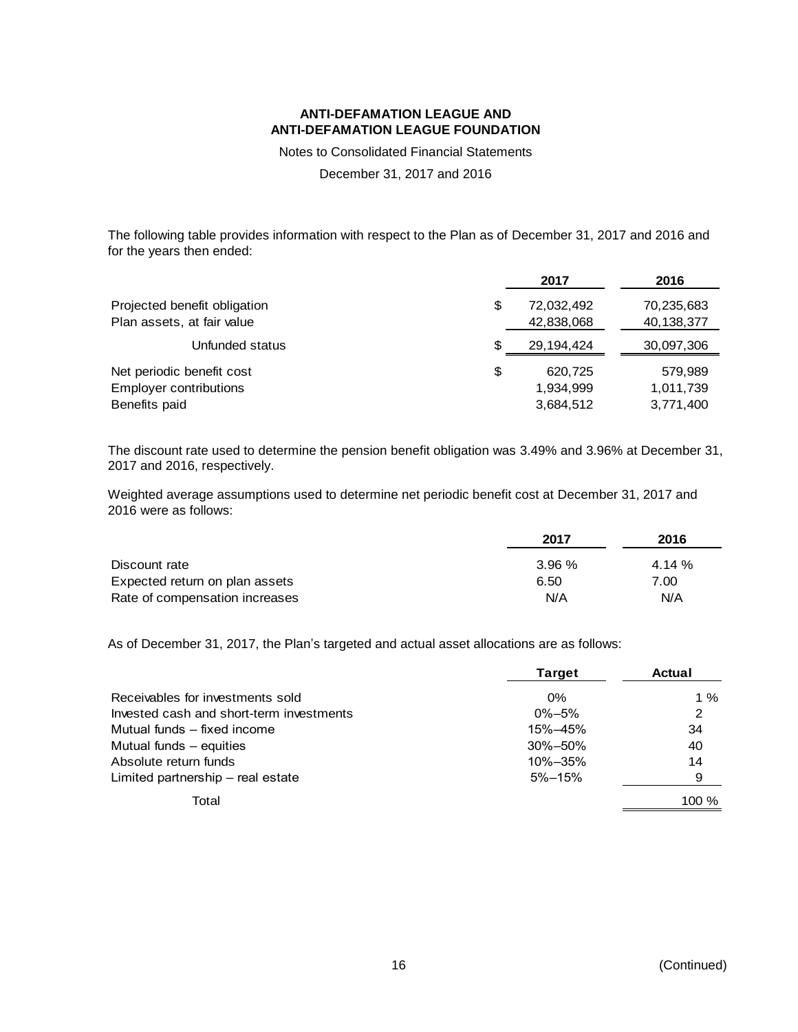The following table provides information with respect to the Plan as of December 31, 2017 and 2016 and for the years then ended:

| | 2017 | 2016 |
|---|---|---|
| Projected benefit obligation | $ 72,032,492 | 70,235,683 |
| Plan assets, at fair value | 42,838,068 | 40,138,377 |
| Unfunded status | $ 29,194,424 | 30,097,306 |
| Net periodic benefit cost | $ 620,725 | 579,989 |
| Employer contributions | 1,934,999 | 1,011,739 |
| Benefits paid | 3,684,512 | 3,771,400 |

The discount rate used to determine the pension benefit obligation was 3.49% and 3.96% at December 31, 2017 and 2016, respectively.

Weighted average assumptions used to determine net periodic benefit cost at December 31, 2017 and 2016 were as follows:

| | 2017 | 2016 |
|---|---|---|
| Discount rate | 3.96 % | 4.14 % |
| Expected return on plan assets | 6.50 | 7.00 |
| Rate of compensation increases | N/A | N/A |

As of December 31, 2017, the Plan's targeted and actual asset allocations are as follows:

| | Target | Actual |
|---|---|---|
| Receivables for investments sold | 0% | 1 % |
| Invested cash and short-term investments | 0%–5% | 2 |
| Mutual funds – fixed income | 15%–45% | 34 |
| Mutual funds – equities | 30%–50% | 40 |
| Absolute return funds | 10%–35% | 14 |
| Limited partnership – real estate | 5%–15% | 9 |
| Total | | 100 % |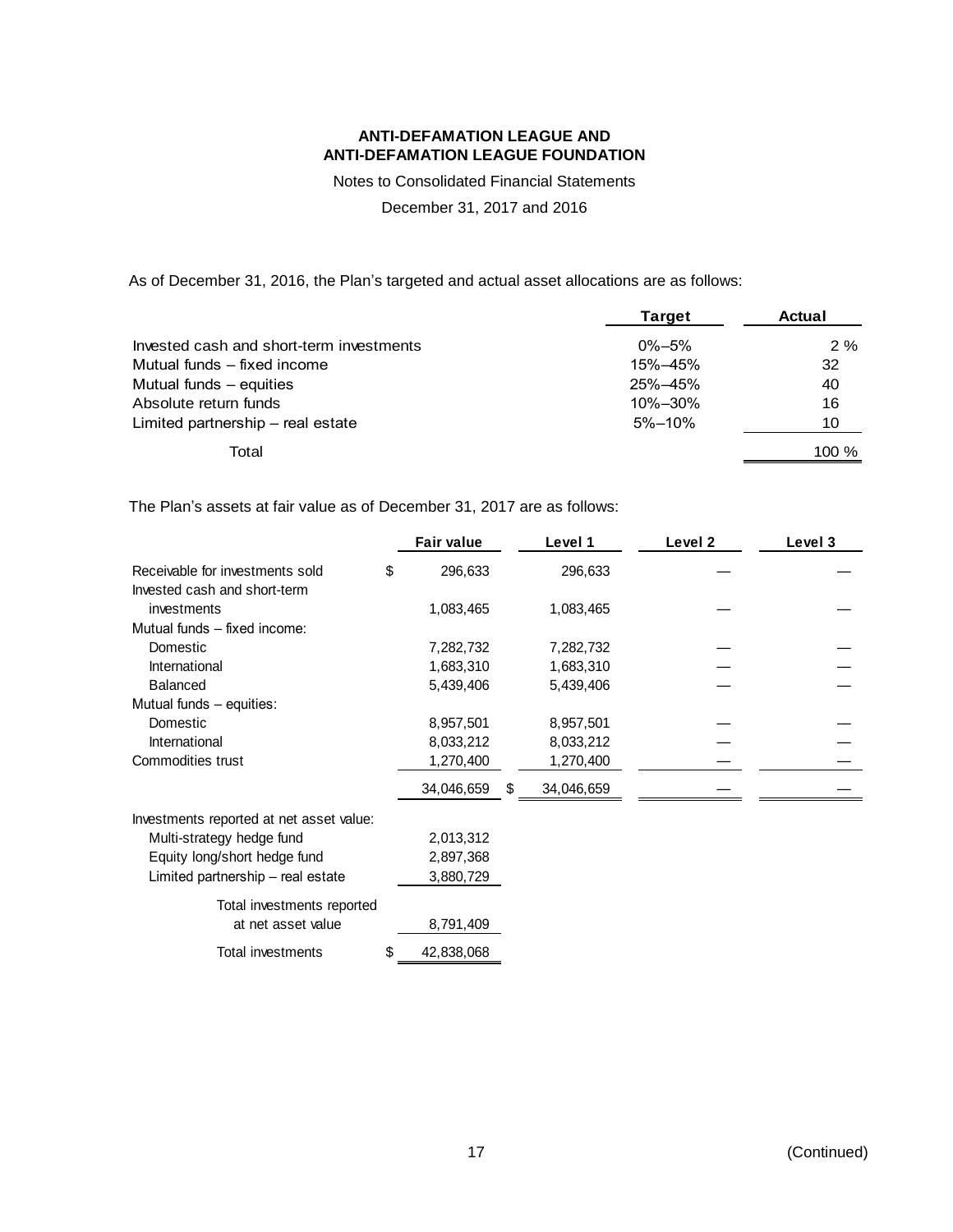**ANTI-DEFAMATION LEAGUE AND**
**ANTI-DEFAMATION LEAGUE FOUNDATION**

Notes to Consolidated Financial Statements

December 31, 2017 and 2016

As of December 31, 2016, the Plan's targeted and actual asset allocations are as follows:

| | Target | Actual |
|---|---|---|
| Invested cash and short-term investments | 0%–5% | 2 % |
| Mutual funds – fixed income | 15%–45% | 32 |
| Mutual funds – equities | 25%–45% | 40 |
| Absolute return funds | 10%–30% | 16 |
| Limited partnership – real estate | 5%–10% | 10 |
| Total | | 100 % |

The Plan's assets at fair value as of December 31, 2017 are as follows:

| | Fair value | Level 1 | Level 2 | Level 3 |
|---|---|---|---|---|
| Receivable for investments sold | $ 296,633 | 296,633 | — | — |
| Invested cash and short-term investments | 1,083,465 | 1,083,465 | — | — |
| Mutual funds – fixed income: | | | | |
| Domestic | 7,282,732 | 7,282,732 | — | — |
| International | 1,683,310 | 1,683,310 | — | — |
| Balanced | 5,439,406 | 5,439,406 | — | — |
| Mutual funds – equities: | | | | |
| Domestic | 8,957,501 | 8,957,501 | — | — |
| International | 8,033,212 | 8,033,212 | — | — |
| Commodities trust | 1,270,400 | 1,270,400 | — | — |
| | 34,046,659 | $ 34,046,659 | — | — |
| Investments reported at net asset value: | | | | |
| Multi-strategy hedge fund | 2,013,312 | | | |
| Equity long/short hedge fund | 2,897,368 | | | |
| Limited partnership – real estate | 3,880,729 | | | |
| Total investments reported at net asset value | 8,791,409 | | | |
| Total investments | $ 42,838,068 | | | |

(Continued)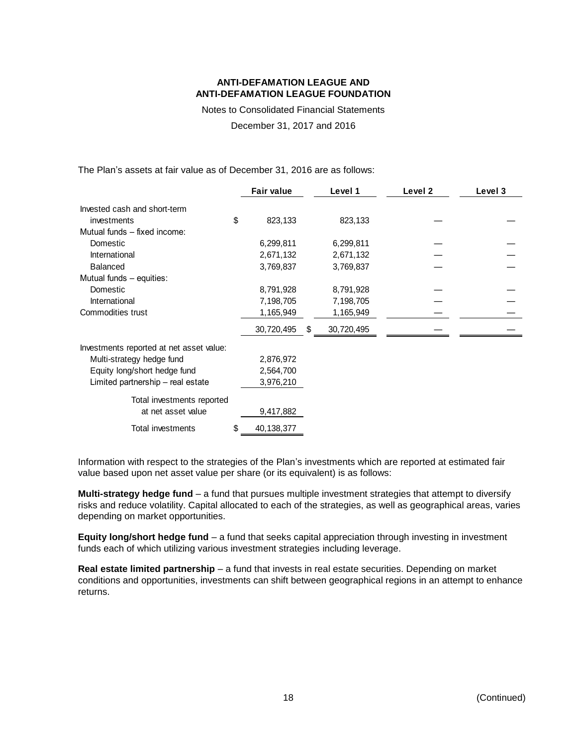The Plan's assets at fair value as of December 31, 2016 are as follows:

| | Fair value | Level 1 | Level 2 | Level 3 |
|---|---|---|---|---|
| Invested cash and short-term investments | $ 823,133 | 823,133 | — | — |
| Mutual funds – fixed income: | | | | |
| Domestic | 6,299,811 | 6,299,811 | — | — |
| International | 2,671,132 | 2,671,132 | — | — |
| Balanced | 3,769,837 | 3,769,837 | — | — |
| Mutual funds – equities: | | | | |
| Domestic | 8,791,928 | 8,791,928 | — | — |
| International | 7,198,705 | 7,198,705 | — | — |
| Commodities trust | 1,165,949 | 1,165,949 | — | — |
| | 30,720,495 | $ 30,720,495 | — | — |
| Investments reported at net asset value: | | | | |
| Multi-strategy hedge fund | 2,876,972 | | | |
| Equity long/short hedge fund | 2,564,700 | | | |
| Limited partnership – real estate | 3,976,210 | | | |
| Total investments reported at net asset value | 9,417,882 | | | |
| Total investments | $ 40,138,377 | | | |

Information with respect to the strategies of the Plan's investments which are reported at estimated fair value based upon net asset value per share (or its equivalent) is as follows:

**Multi-strategy hedge fund** – a fund that pursues multiple investment strategies that attempt to diversify risks and reduce volatility. Capital allocated to each of the strategies, as well as geographical areas, varies depending on market opportunities.

**Equity long/short hedge fund** – a fund that seeks capital appreciation through investing in investment funds each of which utilizing various investment strategies including leverage.

**Real estate limited partnership** – a fund that invests in real estate securities. Depending on market conditions and opportunities, investments can shift between geographical regions in an attempt to enhance returns.

(Continued)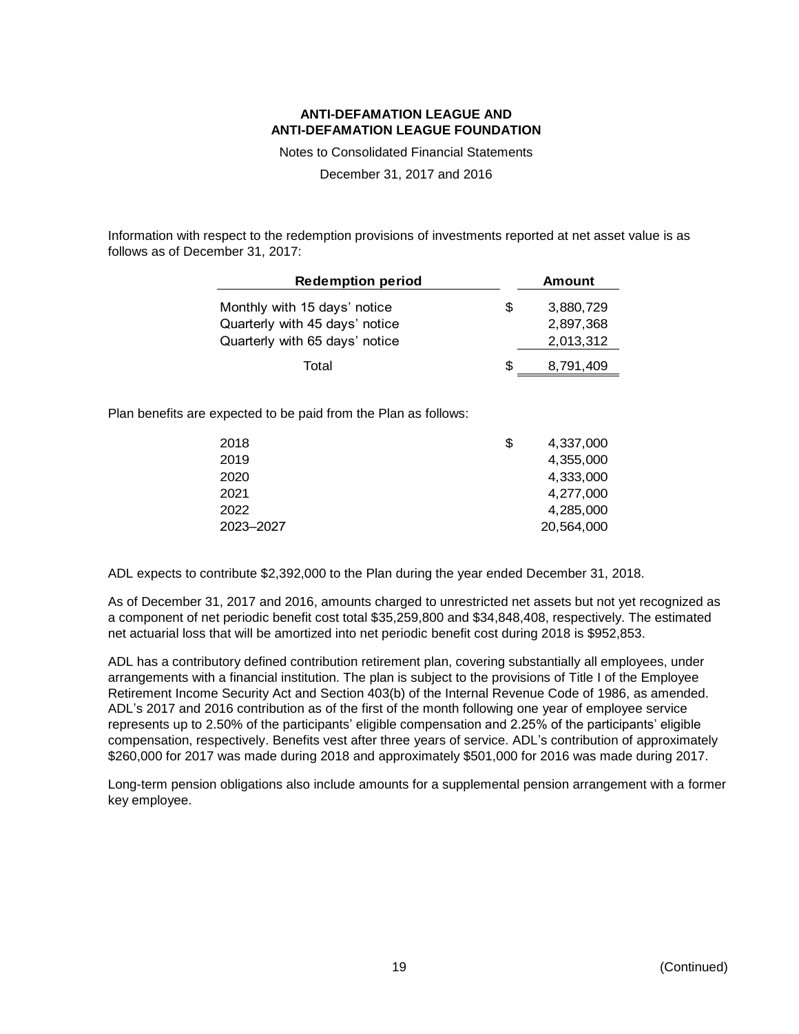Information with respect to the redemption provisions of investments reported at net asset value is as follows as of December 31, 2017:

| Redemption period | Amount |
|---|---|
| Monthly with 15 days' notice | $ 3,880,729 |
| Quarterly with 45 days' notice | 2,897,368 |
| Quarterly with 65 days' notice | 2,013,312 |
| Total | $ 8,791,409 |

Plan benefits are expected to be paid from the Plan as follows:

| | |
|---|---|
| 2018 | $ 4,337,000 |
| 2019 | 4,355,000 |
| 2020 | 4,333,000 |
| 2021 | 4,277,000 |
| 2022 | 4,285,000 |
| 2023–2027 | 20,564,000 |

ADL expects to contribute $2,392,000 to the Plan during the year ended December 31, 2018.

As of December 31, 2017 and 2016, amounts charged to unrestricted net assets but not yet recognized as a component of net periodic benefit cost total $35,259,800 and $34,848,408, respectively. The estimated net actuarial loss that will be amortized into net periodic benefit cost during 2018 is $952,853.

ADL has a contributory defined contribution retirement plan, covering substantially all employees, under arrangements with a financial institution. The plan is subject to the provisions of Title I of the Employee Retirement Income Security Act and Section 403(b) of the Internal Revenue Code of 1986, as amended. ADL's 2017 and 2016 contribution as of the first of the month following one year of employee service represents up to 2.50% of the participants' eligible compensation and 2.25% of the participants' eligible compensation, respectively. Benefits vest after three years of service. ADL's contribution of approximately $260,000 for 2017 was made during 2018 and approximately $501,000 for 2016 was made during 2017.

Long-term pension obligations also include amounts for a supplemental pension arrangement with a former key employee.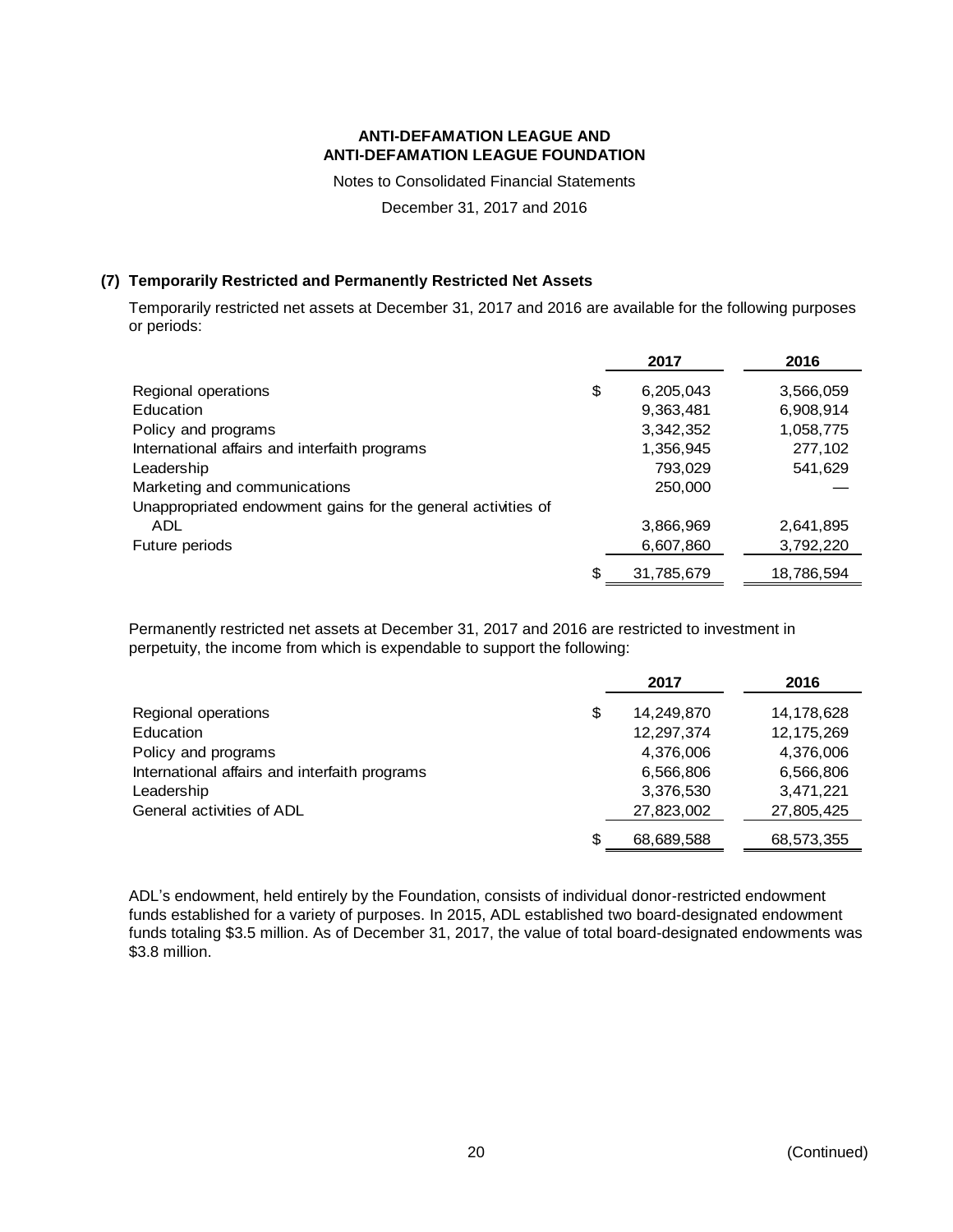# ANTI-DEFAMATION LEAGUE AND ANTI-DEFAMATION LEAGUE FOUNDATION

Notes to Consolidated Financial Statements

December 31, 2017 and 2016

## (7) Temporarily Restricted and Permanently Restricted Net Assets

Temporarily restricted net assets at December 31, 2017 and 2016 are available for the following purposes or periods:

| | 2017 | 2016 |
|---|---|---|
| Regional operations | $ 6,205,043 | 3,566,059 |
| Education | 9,363,481 | 6,908,914 |
| Policy and programs | 3,342,352 | 1,058,775 |
| International affairs and interfaith programs | 1,356,945 | 277,102 |
| Leadership | 793,029 | 541,629 |
| Marketing and communications | 250,000 | — |
| Unappropriated endowment gains for the general activities of ADL | 3,866,969 | 2,641,895 |
| Future periods | 6,607,860 | 3,792,220 |
| | $ 31,785,679 | 18,786,594 |

Permanently restricted net assets at December 31, 2017 and 2016 are restricted to investment in perpetuity, the income from which is expendable to support the following:

| | 2017 | 2016 |
|---|---|---|
| Regional operations | $ 14,249,870 | 14,178,628 |
| Education | 12,297,374 | 12,175,269 |
| Policy and programs | 4,376,006 | 4,376,006 |
| International affairs and interfaith programs | 6,566,806 | 6,566,806 |
| Leadership | 3,376,530 | 3,471,221 |
| General activities of ADL | 27,823,002 | 27,805,425 |
| | $ 68,689,588 | 68,573,355 |

ADL's endowment, held entirely by the Foundation, consists of individual donor-restricted endowment funds established for a variety of purposes. In 2015, ADL established two board-designated endowment funds totaling $3.5 million. As of December 31, 2017, the value of total board-designated endowments was $3.8 million.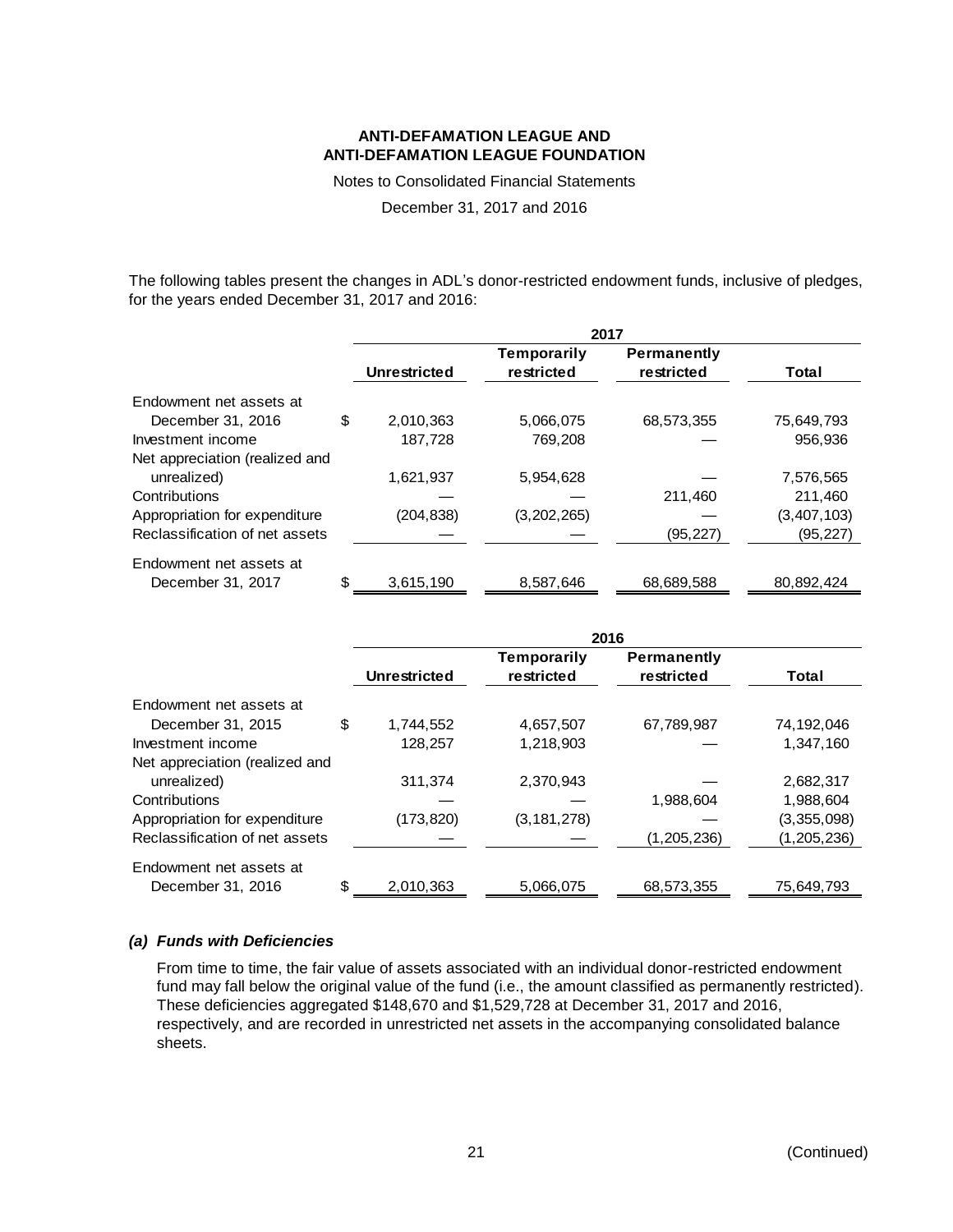The following tables present the changes in ADL's donor-restricted endowment funds, inclusive of pledges, for the years ended December 31, 2017 and 2016:

| | 2017 | | | |
|---|---|---|---|---|
| | Unrestricted | Temporarily restricted | Permanently restricted | Total |
| Endowment net assets at December 31, 2016 | $ 2,010,363 | 5,066,075 | 68,573,355 | 75,649,793 |
| Investment income | 187,728 | 769,208 | — | 956,936 |
| Net appreciation (realized and unrealized) | 1,621,937 | 5,954,628 | — | 7,576,565 |
| Contributions | — | — | 211,460 | 211,460 |
| Appropriation for expenditure | (204,838) | (3,202,265) | — | (3,407,103) |
| Reclassification of net assets | — | — | (95,227) | (95,227) |
| Endowment net assets at December 31, 2017 | $ 3,615,190 | 8,587,646 | 68,689,588 | 80,892,424 |

| | 2016 | | | |
|---|---|---|---|---|
| | Unrestricted | Temporarily restricted | Permanently restricted | Total |
| Endowment net assets at December 31, 2015 | $ 1,744,552 | 4,657,507 | 67,789,987 | 74,192,046 |
| Investment income | 128,257 | 1,218,903 | — | 1,347,160 |
| Net appreciation (realized and unrealized) | 311,374 | 2,370,943 | — | 2,682,317 |
| Contributions | — | — | 1,988,604 | 1,988,604 |
| Appropriation for expenditure | (173,820) | (3,181,278) | — | (3,355,098) |
| Reclassification of net assets | — | — | (1,205,236) | (1,205,236) |
| Endowment net assets at December 31, 2016 | $ 2,010,363 | 5,066,075 | 68,573,355 | 75,649,793 |

### *(a) Funds with Deficiencies*

From time to time, the fair value of assets associated with an individual donor-restricted endowment fund may fall below the original value of the fund (i.e., the amount classified as permanently restricted). These deficiencies aggregated $148,670 and $1,529,728 at December 31, 2017 and 2016, respectively, and are recorded in unrestricted net assets in the accompanying consolidated balance sheets.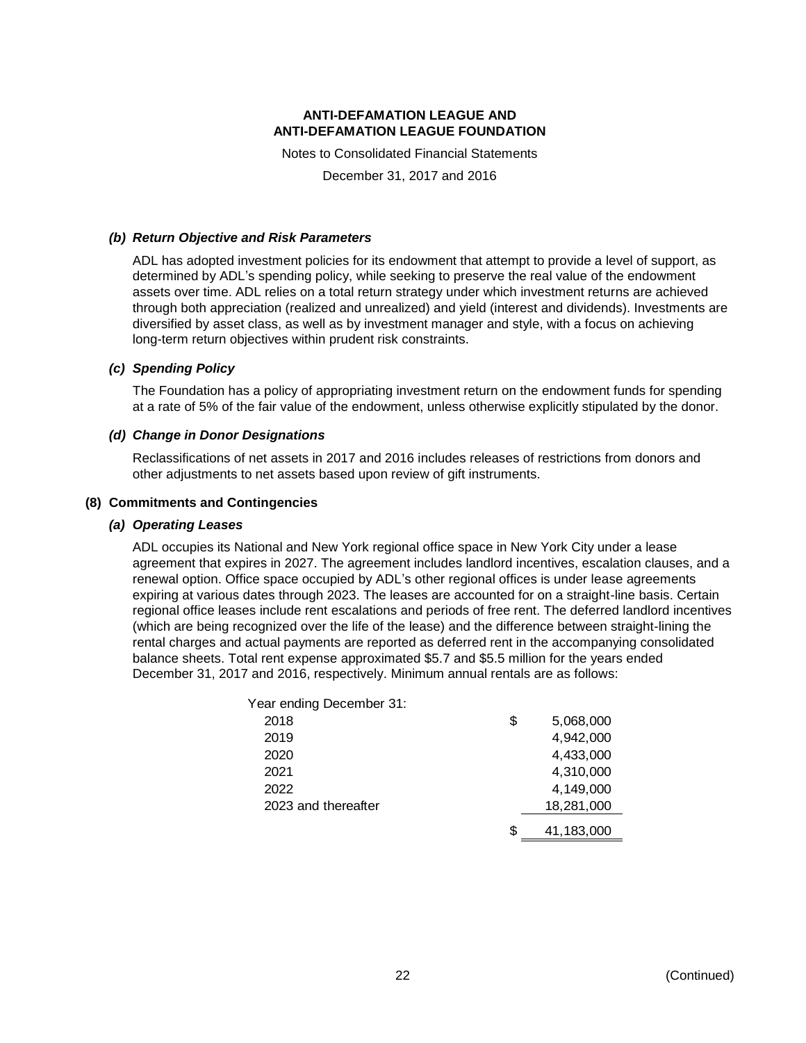### *(b) Return Objective and Risk Parameters*

ADL has adopted investment policies for its endowment that attempt to provide a level of support, as determined by ADL's spending policy, while seeking to preserve the real value of the endowment assets over time. ADL relies on a total return strategy under which investment returns are achieved through both appreciation (realized and unrealized) and yield (interest and dividends). Investments are diversified by asset class, as well as by investment manager and style, with a focus on achieving long-term return objectives within prudent risk constraints.

### *(c) Spending Policy*

The Foundation has a policy of appropriating investment return on the endowment funds for spending at a rate of 5% of the fair value of the endowment, unless otherwise explicitly stipulated by the donor.

### *(d) Change in Donor Designations*

Reclassifications of net assets in 2017 and 2016 includes releases of restrictions from donors and other adjustments to net assets based upon review of gift instruments.

## (8) Commitments and Contingencies

### *(a) Operating Leases*

ADL occupies its National and New York regional office space in New York City under a lease agreement that expires in 2027. The agreement includes landlord incentives, escalation clauses, and a renewal option. Office space occupied by ADL's other regional offices is under lease agreements expiring at various dates through 2023. The leases are accounted for on a straight-line basis. Certain regional office leases include rent escalations and periods of free rent. The deferred landlord incentives (which are being recognized over the life of the lease) and the difference between straight-lining the rental charges and actual payments are reported as deferred rent in the accompanying consolidated balance sheets. Total rent expense approximated $5.7 and $5.5 million for the years ended December 31, 2017 and 2016, respectively. Minimum annual rentals are as follows:

| Year ending December 31: | | |
|---|---|---|
| 2018 | $ | 5,068,000 |
| 2019 | | 4,942,000 |
| 2020 | | 4,433,000 |
| 2021 | | 4,310,000 |
| 2022 | | 4,149,000 |
| 2023 and thereafter | | 18,281,000 |
| | $ | 41,183,000 |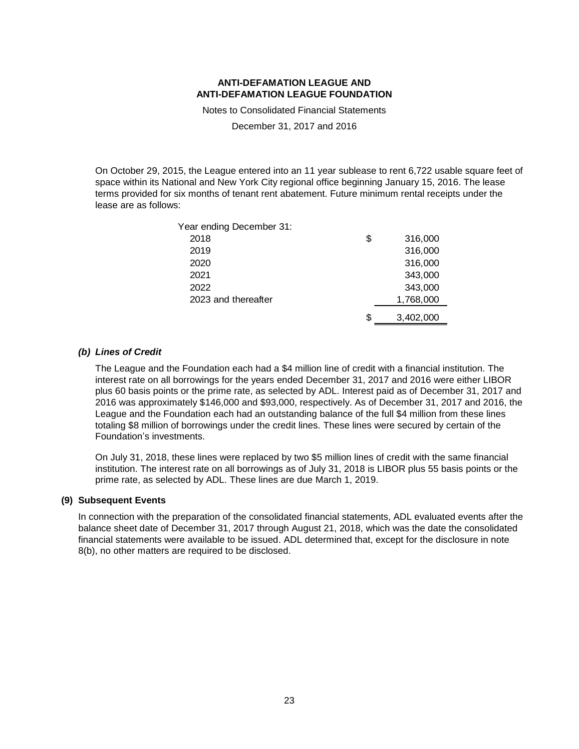On October 29, 2015, the League entered into an 11 year sublease to rent 6,722 usable square feet of space within its National and New York City regional office beginning January 15, 2016. The lease terms provided for six months of tenant rent abatement. Future minimum rental receipts under the lease are as follows:

| Year ending December 31: | |
|---|---|
| 2018 | $ 316,000 |
| 2019 | 316,000 |
| 2020 | 316,000 |
| 2021 | 343,000 |
| 2022 | 343,000 |
| 2023 and thereafter | 1,768,000 |
| | $ 3,402,000 |

***(b) Lines of Credit***

The League and the Foundation each had a $4 million line of credit with a financial institution. The interest rate on all borrowings for the years ended December 31, 2017 and 2016 were either LIBOR plus 60 basis points or the prime rate, as selected by ADL. Interest paid as of December 31, 2017 and 2016 was approximately $146,000 and $93,000, respectively. As of December 31, 2017 and 2016, the League and the Foundation each had an outstanding balance of the full $4 million from these lines totaling $8 million of borrowings under the credit lines. These lines were secured by certain of the Foundation's investments.

On July 31, 2018, these lines were replaced by two $5 million lines of credit with the same financial institution. The interest rate on all borrowings as of July 31, 2018 is LIBOR plus 55 basis points or the prime rate, as selected by ADL. These lines are due March 1, 2019.

## (9) Subsequent Events

In connection with the preparation of the consolidated financial statements, ADL evaluated events after the balance sheet date of December 31, 2017 through August 21, 2018, which was the date the consolidated financial statements were available to be issued. ADL determined that, except for the disclosure in note 8(b), no other matters are required to be disclosed.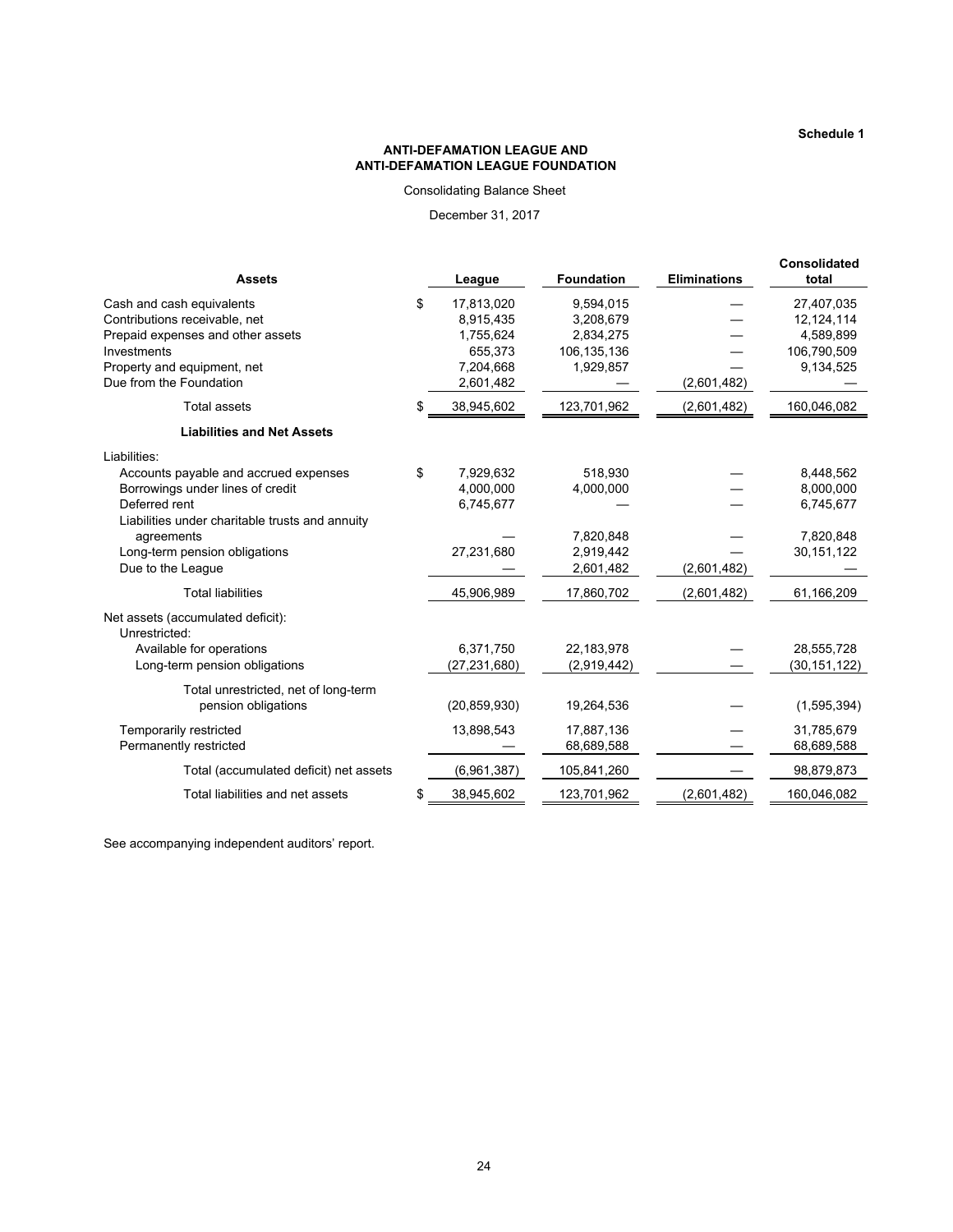Schedule 1

## ANTI-DEFAMATION LEAGUE AND ANTI-DEFAMATION LEAGUE FOUNDATION

Consolidating Balance Sheet

December 31, 2017

| Assets | League | Foundation | Eliminations | Consolidated total |
|---|---|---|---|---|
| Cash and cash equivalents | $ 17,813,020 | 9,594,015 | — | 27,407,035 |
| Contributions receivable, net | 8,915,435 | 3,208,679 | — | 12,124,114 |
| Prepaid expenses and other assets | 1,755,624 | 2,834,275 | — | 4,589,899 |
| Investments | 655,373 | 106,135,136 | — | 106,790,509 |
| Property and equipment, net | 7,204,668 | 1,929,857 | — | 9,134,525 |
| Due from the Foundation | 2,601,482 | — | (2,601,482) | — |
| Total assets | $ 38,945,602 | 123,701,962 | (2,601,482) | 160,046,082 |
| **Liabilities and Net Assets** | | | | |
| Liabilities: | | | | |
| Accounts payable and accrued expenses | $ 7,929,632 | 518,930 | — | 8,448,562 |
| Borrowings under lines of credit | 4,000,000 | 4,000,000 | — | 8,000,000 |
| Deferred rent | 6,745,677 | — | — | 6,745,677 |
| Liabilities under charitable trusts and annuity agreements | — | 7,820,848 | — | 7,820,848 |
| Long-term pension obligations | 27,231,680 | 2,919,442 | — | 30,151,122 |
| Due to the League | — | 2,601,482 | (2,601,482) | — |
| Total liabilities | 45,906,989 | 17,860,702 | (2,601,482) | 61,166,209 |
| Net assets (accumulated deficit): | | | | |
| Unrestricted: | | | | |
| Available for operations | 6,371,750 | 22,183,978 | — | 28,555,728 |
| Long-term pension obligations | (27,231,680) | (2,919,442) | — | (30,151,122) |
| Total unrestricted, net of long-term pension obligations | (20,859,930) | 19,264,536 | — | (1,595,394) |
| Temporarily restricted | 13,898,543 | 17,887,136 | — | 31,785,679 |
| Permanently restricted | — | 68,689,588 | — | 68,689,588 |
| Total (accumulated deficit) net assets | (6,961,387) | 105,841,260 | — | 98,879,873 |
| Total liabilities and net assets | $ 38,945,602 | 123,701,962 | (2,601,482) | 160,046,082 |

See accompanying independent auditors' report.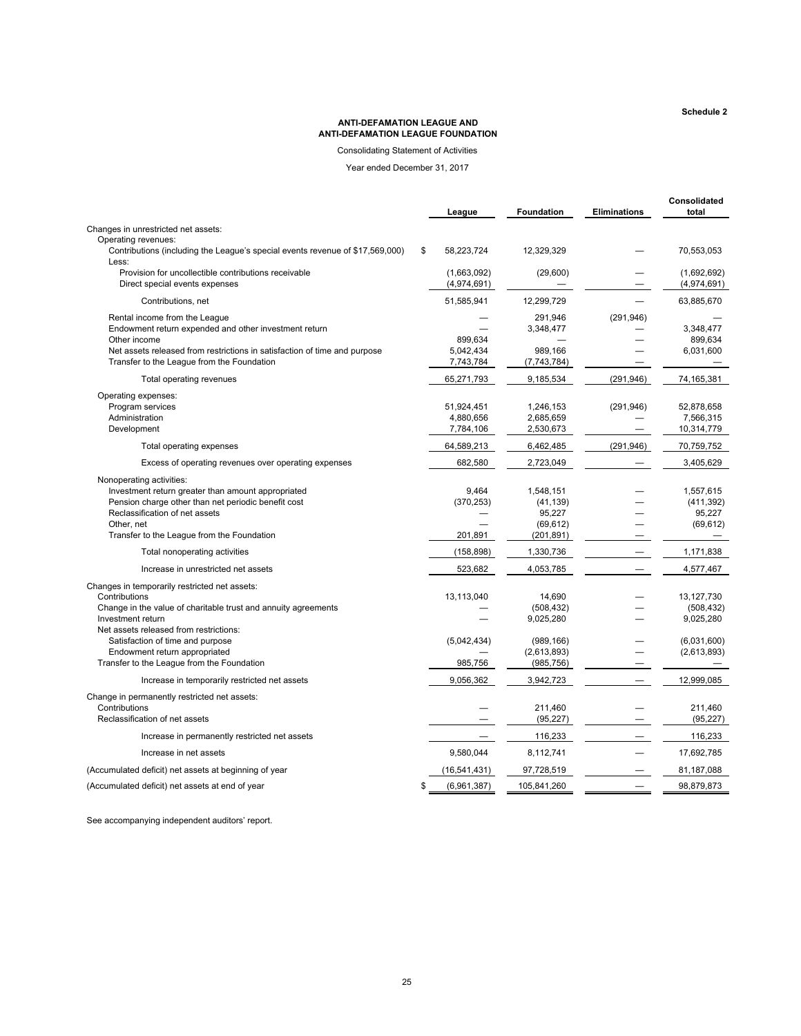Schedule 2

# ANTI-DEFAMATION LEAGUE AND ANTI-DEFAMATION LEAGUE FOUNDATION

Consolidating Statement of Activities

Year ended December 31, 2017

| | League | Foundation | Eliminations | Consolidated total |
|---|---|---|---|---|
| Changes in unrestricted net assets: | | | | |
| Operating revenues: | | | | |
| Contributions (including the League's special events revenue of $17,569,000) | $ 58,223,724 | 12,329,329 | — | 70,553,053 |
| Less: | | | | |
| Provision for uncollectible contributions receivable | (1,663,092) | (29,600) | — | (1,692,692) |
| Direct special events expenses | (4,974,691) | — | — | (4,974,691) |
| Contributions, net | 51,585,941 | 12,299,729 | — | 63,885,670 |
| Rental income from the League | — | 291,946 | (291,946) | — |
| Endowment return expended and other investment return | — | 3,348,477 | — | 3,348,477 |
| Other income | 899,634 | — | — | 899,634 |
| Net assets released from restrictions in satisfaction of time and purpose | 5,042,434 | 989,166 | — | 6,031,600 |
| Transfer to the League from the Foundation | 7,743,784 | (7,743,784) | — | — |
| Total operating revenues | 65,271,793 | 9,185,534 | (291,946) | 74,165,381 |
| Operating expenses: | | | | |
| Program services | 51,924,451 | 1,246,153 | (291,946) | 52,878,658 |
| Administration | 4,880,656 | 2,685,659 | — | 7,566,315 |
| Development | 7,784,106 | 2,530,673 | — | 10,314,779 |
| Total operating expenses | 64,589,213 | 6,462,485 | (291,946) | 70,759,752 |
| Excess of operating revenues over operating expenses | 682,580 | 2,723,049 | — | 3,405,629 |
| Nonoperating activities: | | | | |
| Investment return greater than amount appropriated | 9,464 | 1,548,151 | — | 1,557,615 |
| Pension charge other than net periodic benefit cost | (370,253) | (41,139) | — | (411,392) |
| Reclassification of net assets | — | 95,227 | — | 95,227 |
| Other, net | — | (69,612) | — | (69,612) |
| Transfer to the League from the Foundation | 201,891 | (201,891) | — | — |
| Total nonoperating activities | (158,898) | 1,330,736 | — | 1,171,838 |
| Increase in unrestricted net assets | 523,682 | 4,053,785 | — | 4,577,467 |
| Changes in temporarily restricted net assets: | | | | |
| Contributions | 13,113,040 | 14,690 | — | 13,127,730 |
| Change in the value of charitable trust and annuity agreements | — | (508,432) | — | (508,432) |
| Investment return | — | 9,025,280 | — | 9,025,280 |
| Net assets released from restrictions: | | | | |
| Satisfaction of time and purpose | (5,042,434) | (989,166) | — | (6,031,600) |
| Endowment return appropriated | — | (2,613,893) | — | (2,613,893) |
| Transfer to the League from the Foundation | 985,756 | (985,756) | — | — |
| Increase in temporarily restricted net assets | 9,056,362 | 3,942,723 | — | 12,999,085 |
| Change in permanently restricted net assets: | | | | |
| Contributions | — | 211,460 | — | 211,460 |
| Reclassification of net assets | — | (95,227) | — | (95,227) |
| Increase in permanently restricted net assets | — | 116,233 | — | 116,233 |
| Increase in net assets | 9,580,044 | 8,112,741 | — | 17,692,785 |
| (Accumulated deficit) net assets at beginning of year | (16,541,431) | 97,728,519 | — | 81,187,088 |
| (Accumulated deficit) net assets at end of year | $ (6,961,387) | 105,841,260 | — | 98,879,873 |

See accompanying independent auditors' report.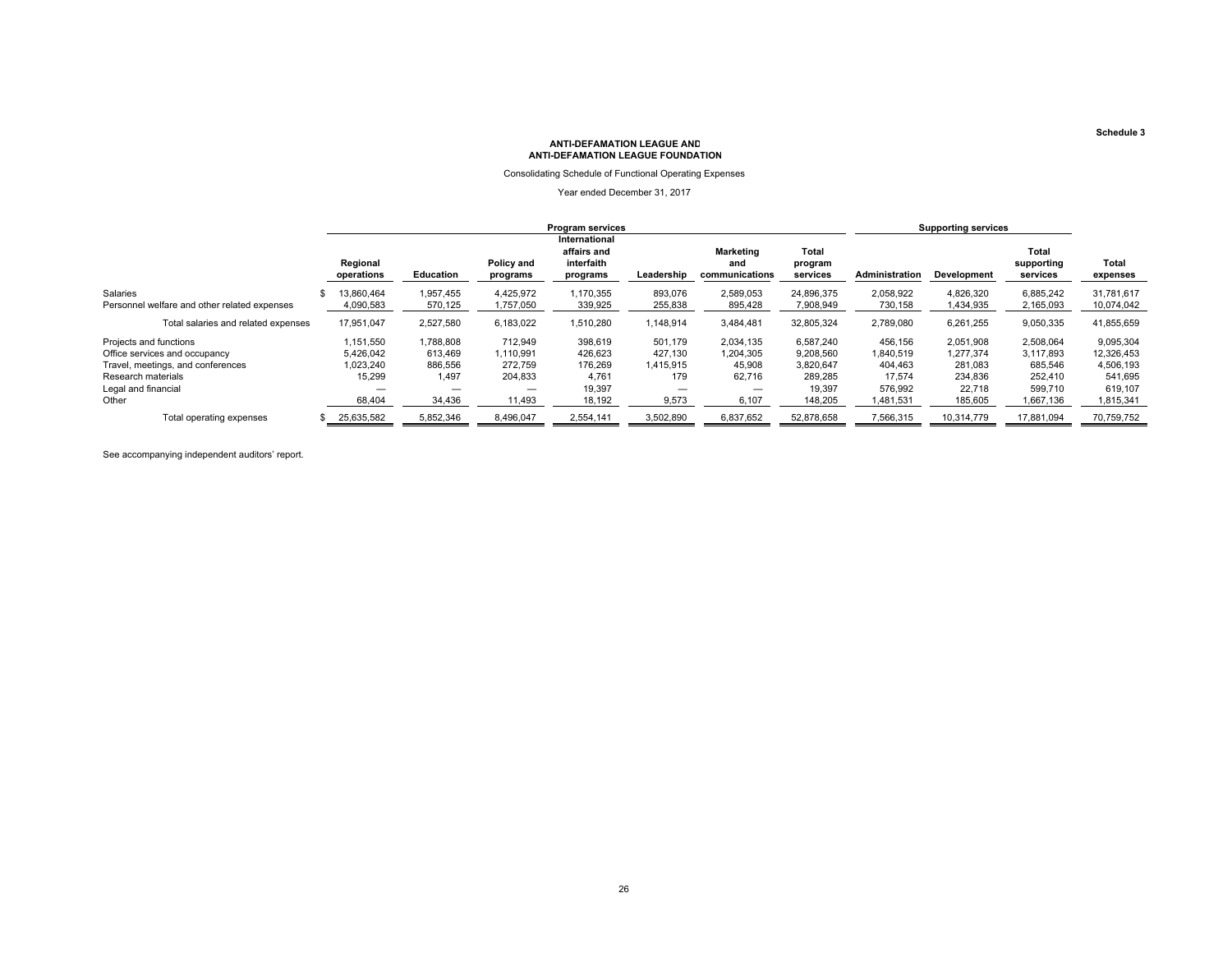Schedule 3

**ANTI-DEFAMATION LEAGUE AND**
**ANTI-DEFAMATION LEAGUE FOUNDATION**

Consolidating Schedule of Functional Operating Expenses

Year ended December 31, 2017

| | Program services | | | | | | | Supporting services | | | |
|---|---|---|---|---|---|---|---|---|---|---|---|
| | Regional operations | Education | Policy and programs | International affairs and interfaith programs | Leadership | Marketing and communications | Total program services | Administration | Development | Total supporting services | Total expenses |
| Salaries | $ 13,860,464 | 1,957,455 | 4,425,972 | 1,170,355 | 893,076 | 2,589,053 | 24,896,375 | 2,058,922 | 4,826,320 | 6,885,242 | 31,781,617 |
| Personnel welfare and other related expenses | 4,090,583 | 570,125 | 1,757,050 | 339,925 | 255,838 | 895,428 | 7,908,949 | 730,158 | 1,434,935 | 2,165,093 | 10,074,042 |
| Total salaries and related expenses | 17,951,047 | 2,527,580 | 6,183,022 | 1,510,280 | 1,148,914 | 3,484,481 | 32,805,324 | 2,789,080 | 6,261,255 | 9,050,335 | 41,855,659 |
| Projects and functions | 1,151,550 | 1,788,808 | 712,949 | 398,619 | 501,179 | 2,034,135 | 6,587,240 | 456,156 | 2,051,908 | 2,508,064 | 9,095,304 |
| Office services and occupancy | 5,426,042 | 613,469 | 1,110,991 | 426,623 | 427,130 | 1,204,305 | 9,208,560 | 1,840,519 | 1,277,374 | 3,117,893 | 12,326,453 |
| Travel, meetings, and conferences | 1,023,240 | 886,556 | 272,759 | 176,269 | 1,415,915 | 45,908 | 3,820,647 | 404,463 | 281,083 | 685,546 | 4,506,193 |
| Research materials | 15,299 | 1,497 | 204,833 | 4,761 | 179 | 62,716 | 289,285 | 17,574 | 234,836 | 252,410 | 541,695 |
| Legal and financial | — | — | — | 19,397 | — | — | 19,397 | 576,992 | 22,718 | 599,710 | 619,107 |
| Other | 68,404 | 34,436 | 11,493 | 18,192 | 9,573 | 6,107 | 148,205 | 1,481,531 | 185,605 | 1,667,136 | 1,815,341 |
| Total operating expenses | $ 25,635,582 | 5,852,346 | 8,496,047 | 2,554,141 | 3,502,890 | 6,837,652 | 52,878,658 | 7,566,315 | 10,314,779 | 17,881,094 | 70,759,752 |

See accompanying independent auditors' report.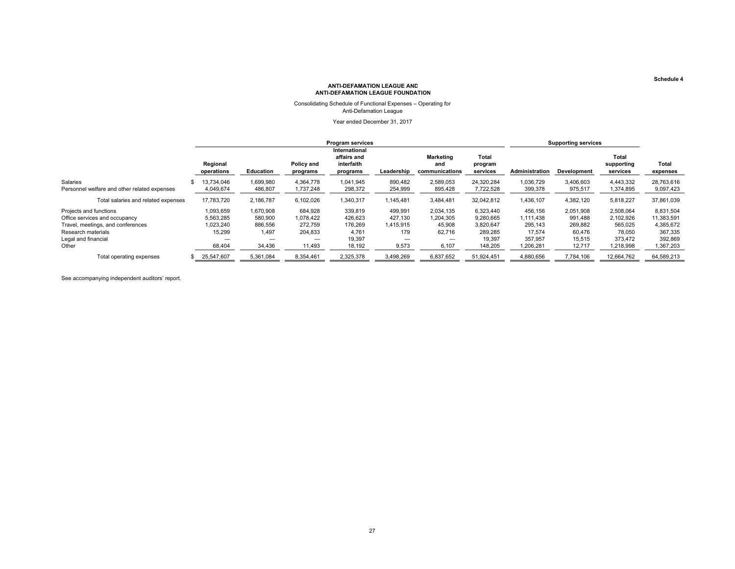Schedule 4

**ANTI-DEFAMATION LEAGUE AND**
**ANTI-DEFAMATION LEAGUE FOUNDATION**

Consolidating Schedule of Functional Expenses – Operating for
Anti-Defamation League

Year ended December 31, 2017

| | Program services | | | | | | | Supporting services | | | |
|---|---|---|---|---|---|---|---|---|---|---|---|
| | Regional operations | Education | Policy and programs | International affairs and interfaith programs | Leadership | Marketing and communications | Total program services | Administration | Development | Total supporting services | Total expenses |
| Salaries | $ 13,734,046 | 1,699,980 | 4,364,778 | 1,041,945 | 890,482 | 2,589,053 | 24,320,284 | 1,036,729 | 3,406,603 | 4,443,332 | 28,763,616 |
| Personnel welfare and other related expenses | 4,049,674 | 486,807 | 1,737,248 | 298,372 | 254,999 | 895,428 | 7,722,528 | 399,378 | 975,517 | 1,374,895 | 9,097,423 |
| Total salaries and related expenses | 17,783,720 | 2,186,787 | 6,102,026 | 1,340,317 | 1,145,481 | 3,484,481 | 32,042,812 | 1,436,107 | 4,382,120 | 5,818,227 | 37,861,039 |
| Projects and functions | 1,093,659 | 1,670,908 | 684,928 | 339,819 | 499,991 | 2,034,135 | 6,323,440 | 456,156 | 2,051,908 | 2,508,064 | 8,831,504 |
| Office services and occupancy | 5,563,285 | 580,900 | 1,078,422 | 426,623 | 427,130 | 1,204,305 | 9,280,665 | 1,111,438 | 991,488 | 2,102,926 | 11,383,591 |
| Travel, meetings, and conferences | 1,023,240 | 886,556 | 272,759 | 176,269 | 1,415,915 | 45,908 | 3,820,647 | 295,143 | 269,882 | 565,025 | 4,385,672 |
| Research materials | 15,299 | 1,497 | 204,833 | 4,761 | 179 | 62,716 | 289,285 | 17,574 | 60,476 | 78,050 | 367,335 |
| Legal and financial | — | — | — | 19,397 | — | — | 19,397 | 357,957 | 15,515 | 373,472 | 392,869 |
| Other | 68,404 | 34,436 | 11,493 | 18,192 | 9,573 | 6,107 | 148,205 | 1,206,281 | 12,717 | 1,218,998 | 1,367,203 |
| Total operating expenses | $ 25,547,607 | 5,361,084 | 8,354,461 | 2,325,378 | 3,498,269 | 6,837,652 | 51,924,451 | 4,880,656 | 7,784,106 | 12,664,762 | 64,589,213 |

See accompanying independent auditors' report.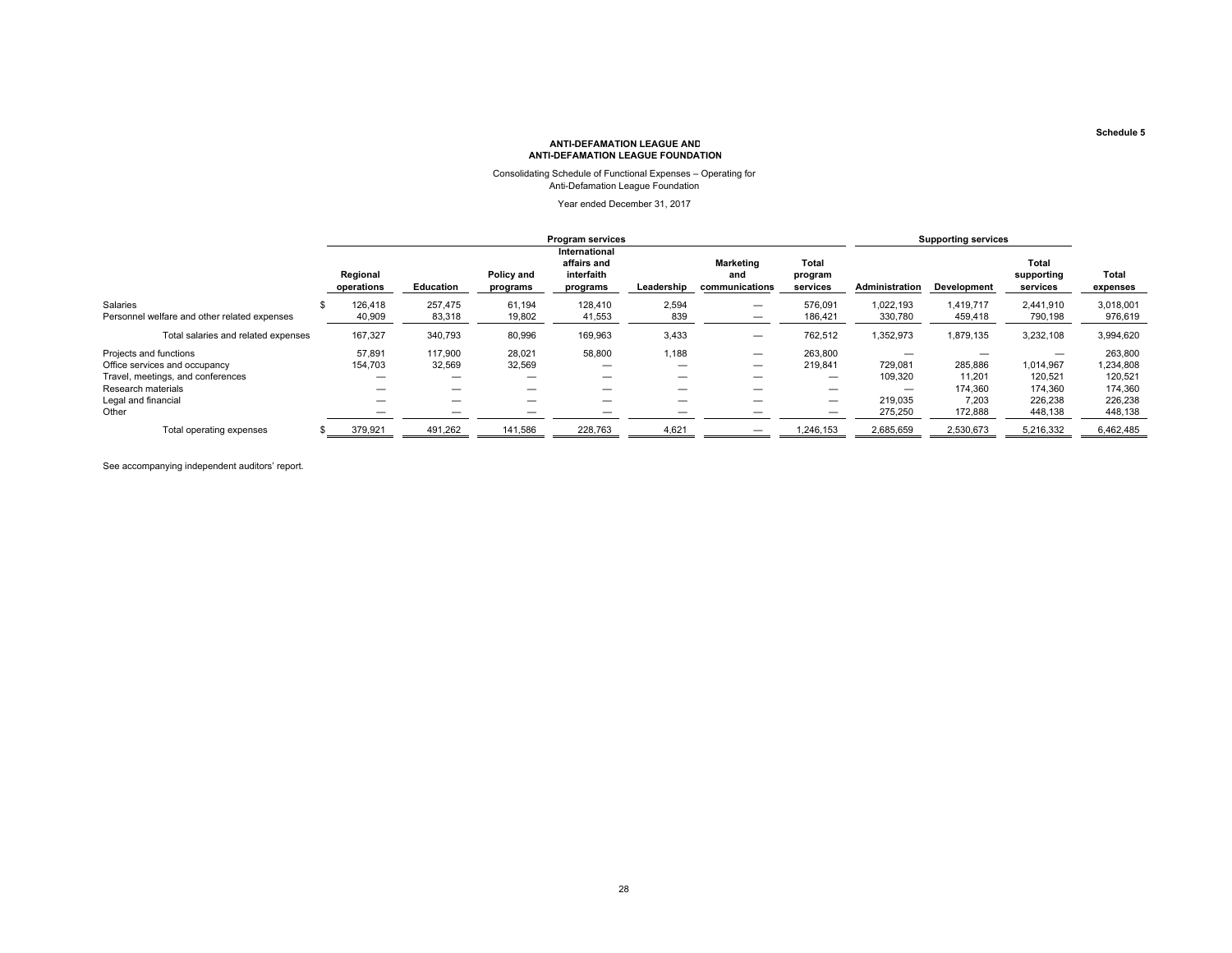Schedule 5

**ANTI-DEFAMATION LEAGUE AND**
**ANTI-DEFAMATION LEAGUE FOUNDATION**

Consolidating Schedule of Functional Expenses – Operating for
Anti-Defamation League Foundation

Year ended December 31, 2017

| | Program services | | | | | | | Supporting services | | | |
|---|---|---|---|---|---|---|---|---|---|---|---|
| | Regional operations | Education | Policy and programs | International affairs and interfaith programs | Leadership | Marketing and communications | Total program services | Administration | Development | Total supporting services | Total expenses |
| Salaries | $ 126,418 | 257,475 | 61,194 | 128,410 | 2,594 | — | 576,091 | 1,022,193 | 1,419,717 | 2,441,910 | 3,018,001 |
| Personnel welfare and other related expenses | 40,909 | 83,318 | 19,802 | 41,553 | 839 | — | 186,421 | 330,780 | 459,418 | 790,198 | 976,619 |
| Total salaries and related expenses | 167,327 | 340,793 | 80,996 | 169,963 | 3,433 | — | 762,512 | 1,352,973 | 1,879,135 | 3,232,108 | 3,994,620 |
| Projects and functions | 57,891 | 117,900 | 28,021 | 58,800 | 1,188 | — | 263,800 | — | — | — | 263,800 |
| Office services and occupancy | 154,703 | 32,569 | 32,569 | — | — | — | 219,841 | 729,081 | 285,886 | 1,014,967 | 1,234,808 |
| Travel, meetings, and conferences | — | — | — | — | — | — | — | 109,320 | 11,201 | 120,521 | 120,521 |
| Research materials | — | — | — | — | — | — | — | — | 174,360 | 174,360 | 174,360 |
| Legal and financial | — | — | — | — | — | — | — | 219,035 | 7,203 | 226,238 | 226,238 |
| Other | — | — | — | — | — | — | — | 275,250 | 172,888 | 448,138 | 448,138 |
| Total operating expenses | $ 379,921 | 491,262 | 141,586 | 228,763 | 4,621 | — | 1,246,153 | 2,685,659 | 2,530,673 | 5,216,332 | 6,462,485 |

See accompanying independent auditors' report.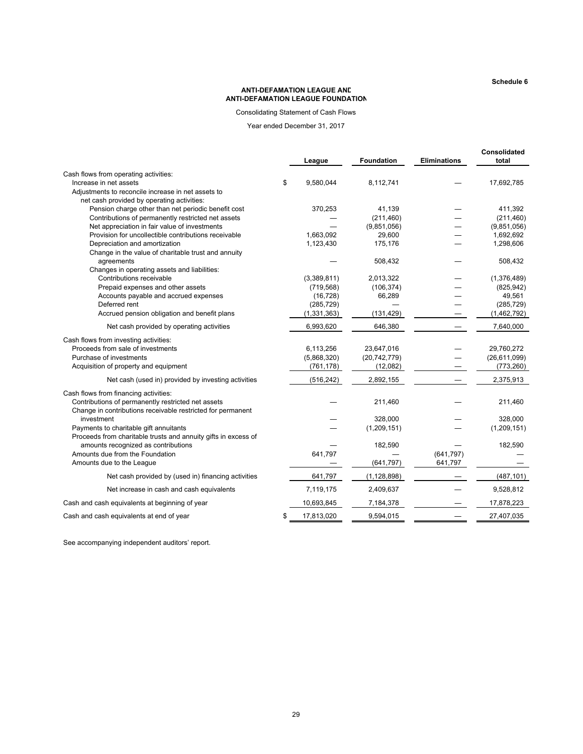Schedule 6

**ANTI-DEFAMATION LEAGUE AND ANTI-DEFAMATION LEAGUE FOUNDATION**

Consolidating Statement of Cash Flows

Year ended December 31, 2017

| | League | Foundation | Eliminations | Consolidated total |
|---|---|---|---|---|
| Cash flows from operating activities: | | | | |
| Increase in net assets | $ 9,580,044 | 8,112,741 | — | 17,692,785 |
| Adjustments to reconcile increase in net assets to net cash provided by operating activities: | | | | |
| Pension charge other than net periodic benefit cost | 370,253 | 41,139 | — | 411,392 |
| Contributions of permanently restricted net assets | — | (211,460) | — | (211,460) |
| Net appreciation in fair value of investments | — | (9,851,056) | — | (9,851,056) |
| Provision for uncollectible contributions receivable | 1,663,092 | 29,600 | — | 1,692,692 |
| Depreciation and amortization | 1,123,430 | 175,176 | — | 1,298,606 |
| Change in the value of charitable trust and annuity agreements | — | 508,432 | — | 508,432 |
| Changes in operating assets and liabilities: | | | | |
| Contributions receivable | (3,389,811) | 2,013,322 | — | (1,376,489) |
| Prepaid expenses and other assets | (719,568) | (106,374) | — | (825,942) |
| Accounts payable and accrued expenses | (16,728) | 66,289 | — | 49,561 |
| Deferred rent | (285,729) | — | — | (285,729) |
| Accrued pension obligation and benefit plans | (1,331,363) | (131,429) | — | (1,462,792) |
| Net cash provided by operating activities | 6,993,620 | 646,380 | — | 7,640,000 |
| Cash flows from investing activities: | | | | |
| Proceeds from sale of investments | 6,113,256 | 23,647,016 | — | 29,760,272 |
| Purchase of investments | (5,868,320) | (20,742,779) | — | (26,611,099) |
| Acquisition of property and equipment | (761,178) | (12,082) | — | (773,260) |
| Net cash (used in) provided by investing activities | (516,242) | 2,892,155 | — | 2,375,913 |
| Cash flows from financing activities: | | | | |
| Contributions of permanently restricted net assets | — | 211,460 | — | 211,460 |
| Change in contributions receivable restricted for permanent investment | — | 328,000 | — | 328,000 |
| Payments to charitable gift annuitants | — | (1,209,151) | — | (1,209,151) |
| Proceeds from charitable trusts and annuity gifts in excess of amounts recognized as contributions | — | 182,590 | — | 182,590 |
| Amounts due from the Foundation | 641,797 | — | (641,797) | — |
| Amounts due to the League | — | (641,797) | 641,797 | — |
| Net cash provided by (used in) financing activities | 641,797 | (1,128,898) | — | (487,101) |
| Net increase in cash and cash equivalents | 7,119,175 | 2,409,637 | — | 9,528,812 |
| Cash and cash equivalents at beginning of year | 10,693,845 | 7,184,378 | — | 17,878,223 |
| Cash and cash equivalents at end of year | $ 17,813,020 | 9,594,015 | — | 27,407,035 |

See accompanying independent auditors' report.